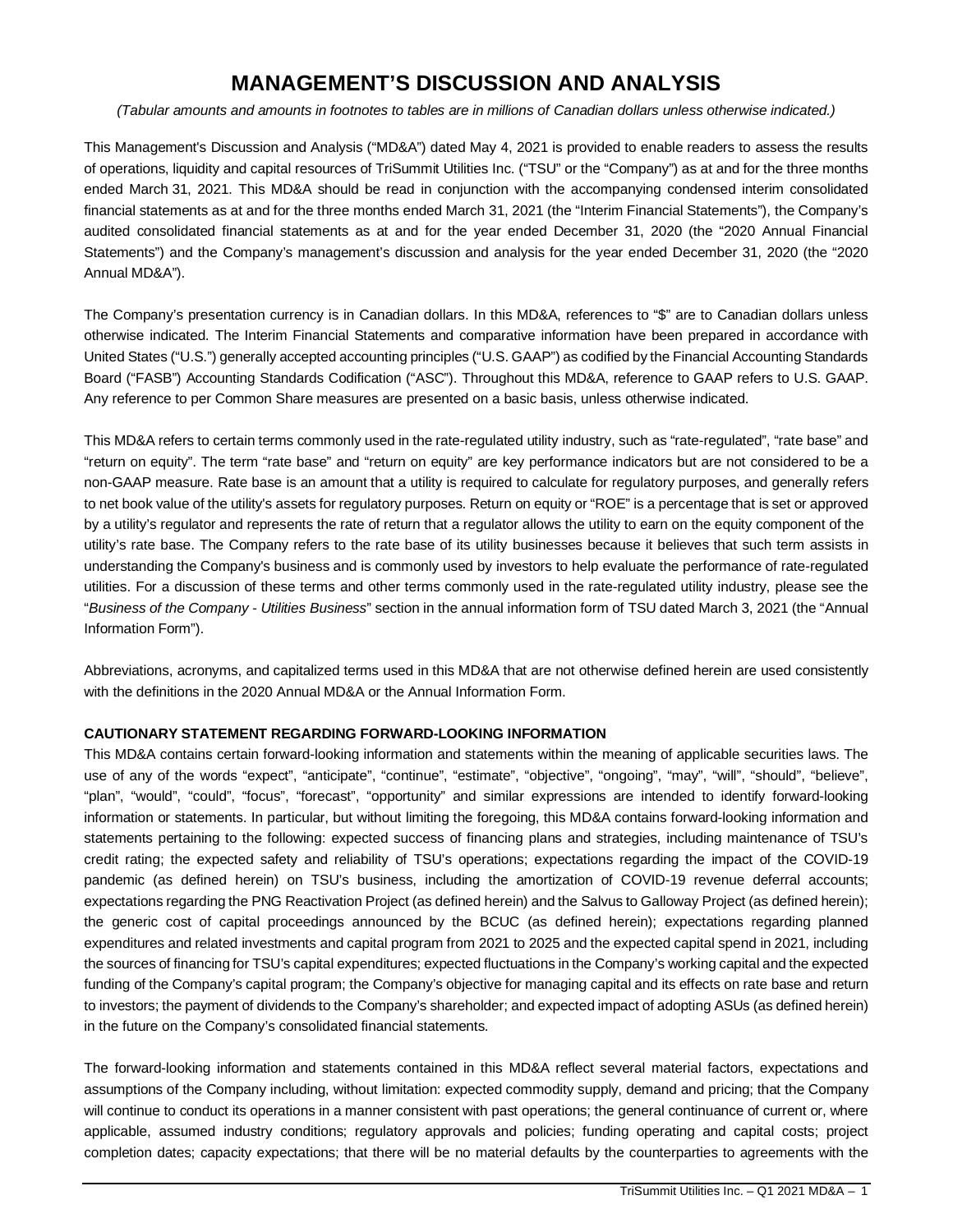# MANAGEMENT'S DISCUSSION AND ANALYSIS

*(Tabular amounts and amounts in footnotes to tables are in millions of Canadian dollars unless otherwise indicated.)*

This Management's Discussion and Analysis ("MD&A") dated May 4, 2021 is provided to enable readers to assess the results of operations, liquidity and capital resources of TriSummit Utilities Inc. ("TSU" or the "Company") as at and for the three months ended March 31, 2021. This MD&A should be read in conjunction with the accompanying condensed interim consolidated financial statements as at and for the three months ended March 31, 2021 (the "Interim Financial Statements"), the Company's audited consolidated financial statements as at and for the year ended December 31, 2020 (the "2020 Annual Financial Statements") and the Company's management's discussion and analysis for the year ended December 31, 2020 (the "2020 Annual MD&A").

The Company's presentation currency is in Canadian dollars. In this MD&A, references to "$" are to Canadian dollars unless otherwise indicated. The Interim Financial Statements and comparative information have been prepared in accordance with United States ("U.S.") generally accepted accounting principles ("U.S. GAAP") as codified by the Financial Accounting Standards Board ("FASB") Accounting Standards Codification ("ASC"). Throughout this MD&A, reference to GAAP refers to U.S. GAAP. Any reference to per Common Share measures are presented on a basic basis, unless otherwise indicated.

This MD&A refers to certain terms commonly used in the rate-regulated utility industry, such as "rate-regulated", "rate base" and "return on equity". The term "rate base" and "return on equity" are key performance indicators but are not considered to be a non-GAAP measure. Rate base is an amount that a utility is required to calculate for regulatory purposes, and generally refers to net book value of the utility's assets for regulatory purposes. Return on equity or "ROE" is a percentage that is set or approved by a utility's regulator and represents the rate of return that a regulator allows the utility to earn on the equity component of the utility's rate base. The Company refers to the rate base of its utility businesses because it believes that such term assists in understanding the Company's business and is commonly used by investors to help evaluate the performance of rate-regulated utilities. For a discussion of these terms and other terms commonly used in the rate-regulated utility industry, please see the "*Business of the Company - Utilities Business*" section in the annual information form of TSU dated March 3, 2021 (the "Annual Information Form").

Abbreviations, acronyms, and capitalized terms used in this MD&A that are not otherwise defined herein are used consistently with the definitions in the 2020 Annual MD&A or the Annual Information Form.

**CAUTIONARY STATEMENT REGARDING FORWARD-LOOKING INFORMATION**

This MD&A contains certain forward-looking information and statements within the meaning of applicable securities laws. The use of any of the words "expect", "anticipate", "continue", "estimate", "objective", "ongoing", "may", "will", "should", "believe", "plan", "would", "could", "focus", "forecast", "opportunity" and similar expressions are intended to identify forward-looking information or statements. In particular, but without limiting the foregoing, this MD&A contains forward-looking information and statements pertaining to the following: expected success of financing plans and strategies, including maintenance of TSU's credit rating; the expected safety and reliability of TSU's operations; expectations regarding the impact of the COVID-19 pandemic (as defined herein) on TSU's business, including the amortization of COVID-19 revenue deferral accounts; expectations regarding the PNG Reactivation Project (as defined herein) and the Salvus to Galloway Project (as defined herein); the generic cost of capital proceedings announced by the BCUC (as defined herein); expectations regarding planned expenditures and related investments and capital program from 2021 to 2025 and the expected capital spend in 2021, including the sources of financing for TSU's capital expenditures; expected fluctuations in the Company's working capital and the expected funding of the Company's capital program; the Company's objective for managing capital and its effects on rate base and return to investors; the payment of dividends to the Company's shareholder; and expected impact of adopting ASUs (as defined herein) in the future on the Company's consolidated financial statements.

The forward-looking information and statements contained in this MD&A reflect several material factors, expectations and assumptions of the Company including, without limitation: expected commodity supply, demand and pricing; that the Company will continue to conduct its operations in a manner consistent with past operations; the general continuance of current or, where applicable, assumed industry conditions; regulatory approvals and policies; funding operating and capital costs; project completion dates; capacity expectations; that there will be no material defaults by the counterparties to agreements with the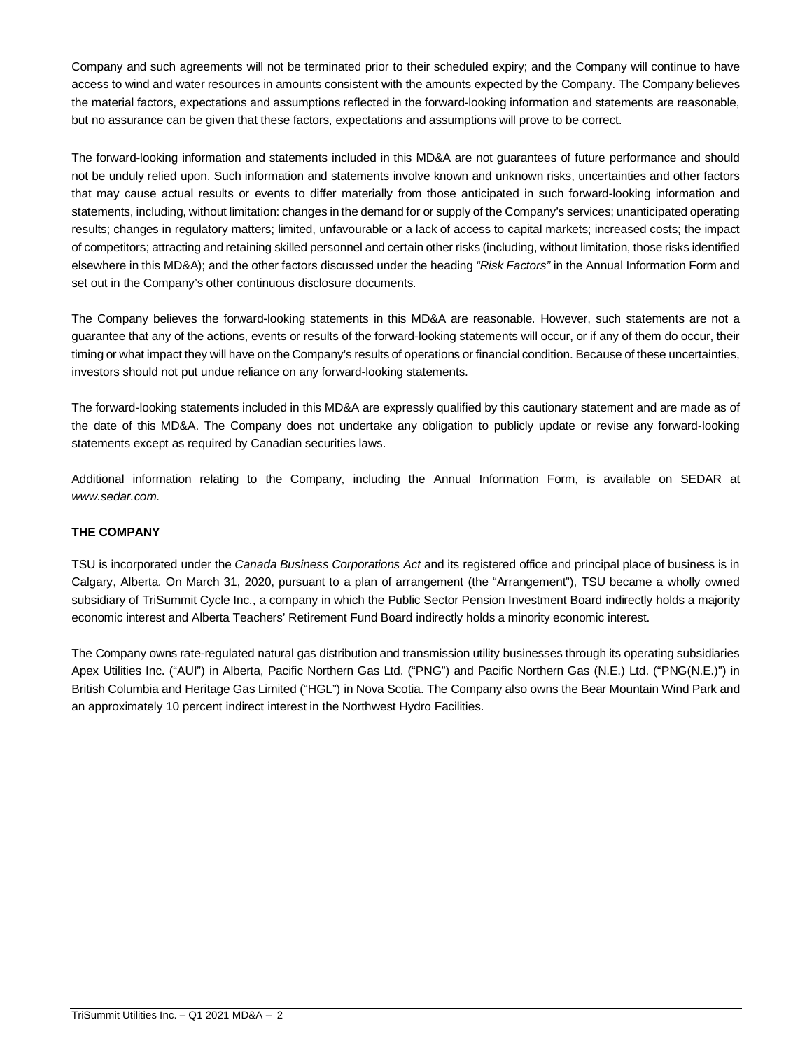Company and such agreements will not be terminated prior to their scheduled expiry; and the Company will continue to have access to wind and water resources in amounts consistent with the amounts expected by the Company. The Company believes the material factors, expectations and assumptions reflected in the forward-looking information and statements are reasonable, but no assurance can be given that these factors, expectations and assumptions will prove to be correct.

The forward-looking information and statements included in this MD&A are not guarantees of future performance and should not be unduly relied upon. Such information and statements involve known and unknown risks, uncertainties and other factors that may cause actual results or events to differ materially from those anticipated in such forward-looking information and statements, including, without limitation: changes in the demand for or supply of the Company's services; unanticipated operating results; changes in regulatory matters; limited, unfavourable or a lack of access to capital markets; increased costs; the impact of competitors; attracting and retaining skilled personnel and certain other risks (including, without limitation, those risks identified elsewhere in this MD&A); and the other factors discussed under the heading *"Risk Factors"* in the Annual Information Form and set out in the Company's other continuous disclosure documents.

The Company believes the forward-looking statements in this MD&A are reasonable. However, such statements are not a guarantee that any of the actions, events or results of the forward-looking statements will occur, or if any of them do occur, their timing or what impact they will have on the Company's results of operations or financial condition. Because of these uncertainties, investors should not put undue reliance on any forward-looking statements.

The forward-looking statements included in this MD&A are expressly qualified by this cautionary statement and are made as of the date of this MD&A. The Company does not undertake any obligation to publicly update or revise any forward-looking statements except as required by Canadian securities laws.

Additional information relating to the Company, including the Annual Information Form, is available on SEDAR at *www.sedar.com.*

**THE COMPANY**

TSU is incorporated under the *Canada Business Corporations Act* and its registered office and principal place of business is in Calgary, Alberta. On March 31, 2020, pursuant to a plan of arrangement (the "Arrangement"), TSU became a wholly owned subsidiary of TriSummit Cycle Inc., a company in which the Public Sector Pension Investment Board indirectly holds a majority economic interest and Alberta Teachers' Retirement Fund Board indirectly holds a minority economic interest.

The Company owns rate-regulated natural gas distribution and transmission utility businesses through its operating subsidiaries Apex Utilities Inc. ("AUI") in Alberta, Pacific Northern Gas Ltd. ("PNG") and Pacific Northern Gas (N.E.) Ltd. ("PNG(N.E.)") in British Columbia and Heritage Gas Limited ("HGL") in Nova Scotia. The Company also owns the Bear Mountain Wind Park and an approximately 10 percent indirect interest in the Northwest Hydro Facilities.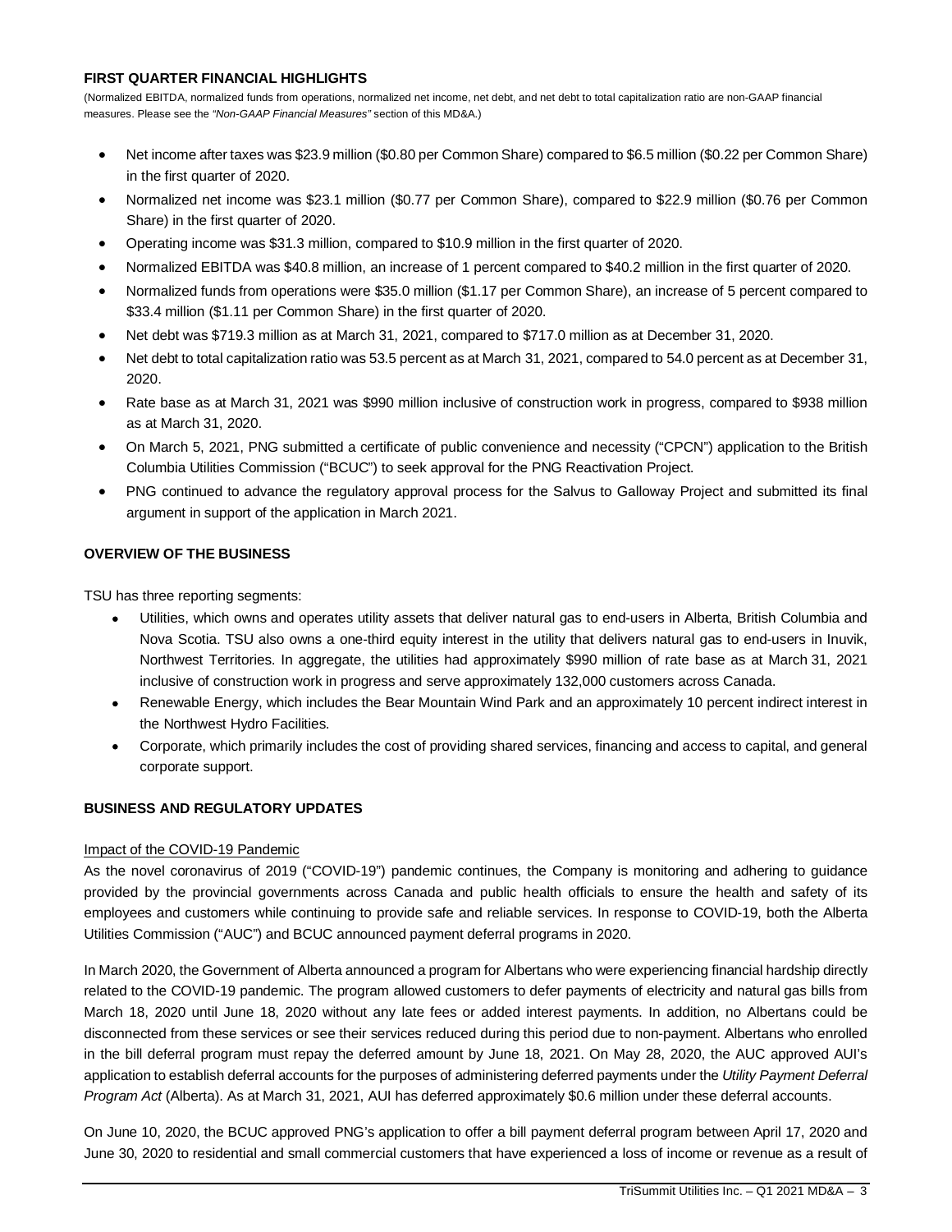## FIRST QUARTER FINANCIAL HIGHLIGHTS

(Normalized EBITDA, normalized funds from operations, normalized net income, net debt, and net debt to total capitalization ratio are non-GAAP financial measures. Please see the *"Non-GAAP Financial Measures"* section of this MD&A.)

- Net income after taxes was $23.9 million ($0.80 per Common Share) compared to $6.5 million ($0.22 per Common Share) in the first quarter of 2020.
- Normalized net income was $23.1 million ($0.77 per Common Share), compared to $22.9 million ($0.76 per Common Share) in the first quarter of 2020.
- Operating income was $31.3 million, compared to $10.9 million in the first quarter of 2020.
- Normalized EBITDA was $40.8 million, an increase of 1 percent compared to $40.2 million in the first quarter of 2020.
- Normalized funds from operations were $35.0 million ($1.17 per Common Share), an increase of 5 percent compared to $33.4 million ($1.11 per Common Share) in the first quarter of 2020.
- Net debt was $719.3 million as at March 31, 2021, compared to $717.0 million as at December 31, 2020.
- Net debt to total capitalization ratio was 53.5 percent as at March 31, 2021, compared to 54.0 percent as at December 31, 2020.
- Rate base as at March 31, 2021 was $990 million inclusive of construction work in progress, compared to $938 million as at March 31, 2020.
- On March 5, 2021, PNG submitted a certificate of public convenience and necessity ("CPCN") application to the British Columbia Utilities Commission ("BCUC") to seek approval for the PNG Reactivation Project.
- PNG continued to advance the regulatory approval process for the Salvus to Galloway Project and submitted its final argument in support of the application in March 2021.

## OVERVIEW OF THE BUSINESS

TSU has three reporting segments:

- Utilities, which owns and operates utility assets that deliver natural gas to end-users in Alberta, British Columbia and Nova Scotia. TSU also owns a one-third equity interest in the utility that delivers natural gas to end-users in Inuvik, Northwest Territories. In aggregate, the utilities had approximately $990 million of rate base as at March 31, 2021 inclusive of construction work in progress and serve approximately 132,000 customers across Canada.
- Renewable Energy, which includes the Bear Mountain Wind Park and an approximately 10 percent indirect interest in the Northwest Hydro Facilities.
- Corporate, which primarily includes the cost of providing shared services, financing and access to capital, and general corporate support.

## BUSINESS AND REGULATORY UPDATES

Impact of the COVID-19 Pandemic

As the novel coronavirus of 2019 ("COVID-19") pandemic continues, the Company is monitoring and adhering to guidance provided by the provincial governments across Canada and public health officials to ensure the health and safety of its employees and customers while continuing to provide safe and reliable services. In response to COVID-19, both the Alberta Utilities Commission ("AUC") and BCUC announced payment deferral programs in 2020.

In March 2020, the Government of Alberta announced a program for Albertans who were experiencing financial hardship directly related to the COVID-19 pandemic. The program allowed customers to defer payments of electricity and natural gas bills from March 18, 2020 until June 18, 2020 without any late fees or added interest payments. In addition, no Albertans could be disconnected from these services or see their services reduced during this period due to non-payment. Albertans who enrolled in the bill deferral program must repay the deferred amount by June 18, 2021. On May 28, 2020, the AUC approved AUI's application to establish deferral accounts for the purposes of administering deferred payments under the *Utility Payment Deferral Program Act* (Alberta). As at March 31, 2021, AUI has deferred approximately $0.6 million under these deferral accounts.

On June 10, 2020, the BCUC approved PNG's application to offer a bill payment deferral program between April 17, 2020 and June 30, 2020 to residential and small commercial customers that have experienced a loss of income or revenue as a result of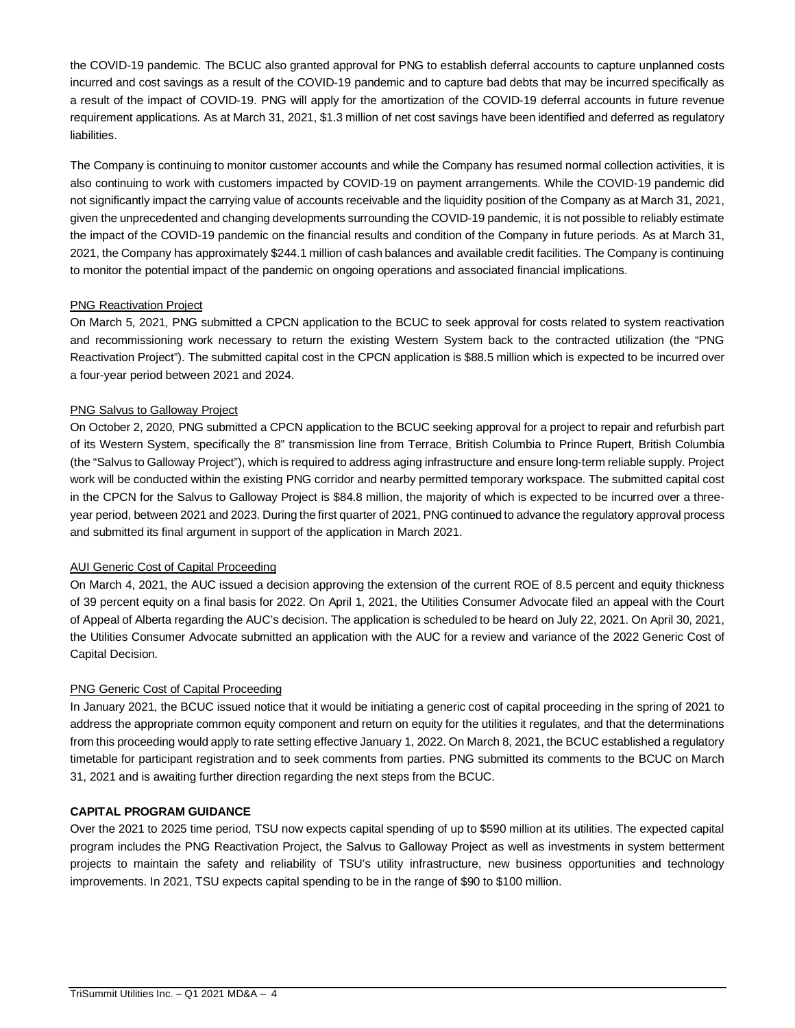the COVID-19 pandemic. The BCUC also granted approval for PNG to establish deferral accounts to capture unplanned costs incurred and cost savings as a result of the COVID-19 pandemic and to capture bad debts that may be incurred specifically as a result of the impact of COVID-19. PNG will apply for the amortization of the COVID-19 deferral accounts in future revenue requirement applications. As at March 31, 2021, $1.3 million of net cost savings have been identified and deferred as regulatory liabilities.

The Company is continuing to monitor customer accounts and while the Company has resumed normal collection activities, it is also continuing to work with customers impacted by COVID-19 on payment arrangements. While the COVID-19 pandemic did not significantly impact the carrying value of accounts receivable and the liquidity position of the Company as at March 31, 2021, given the unprecedented and changing developments surrounding the COVID-19 pandemic, it is not possible to reliably estimate the impact of the COVID-19 pandemic on the financial results and condition of the Company in future periods. As at March 31, 2021, the Company has approximately $244.1 million of cash balances and available credit facilities. The Company is continuing to monitor the potential impact of the pandemic on ongoing operations and associated financial implications.

PNG Reactivation Project

On March 5, 2021, PNG submitted a CPCN application to the BCUC to seek approval for costs related to system reactivation and recommissioning work necessary to return the existing Western System back to the contracted utilization (the "PNG Reactivation Project"). The submitted capital cost in the CPCN application is $88.5 million which is expected to be incurred over a four-year period between 2021 and 2024.

PNG Salvus to Galloway Project

On October 2, 2020, PNG submitted a CPCN application to the BCUC seeking approval for a project to repair and refurbish part of its Western System, specifically the 8" transmission line from Terrace, British Columbia to Prince Rupert, British Columbia (the "Salvus to Galloway Project"), which is required to address aging infrastructure and ensure long-term reliable supply. Project work will be conducted within the existing PNG corridor and nearby permitted temporary workspace. The submitted capital cost in the CPCN for the Salvus to Galloway Project is $84.8 million, the majority of which is expected to be incurred over a three-year period, between 2021 and 2023. During the first quarter of 2021, PNG continued to advance the regulatory approval process and submitted its final argument in support of the application in March 2021.

AUI Generic Cost of Capital Proceeding

On March 4, 2021, the AUC issued a decision approving the extension of the current ROE of 8.5 percent and equity thickness of 39 percent equity on a final basis for 2022. On April 1, 2021, the Utilities Consumer Advocate filed an appeal with the Court of Appeal of Alberta regarding the AUC's decision. The application is scheduled to be heard on July 22, 2021. On April 30, 2021, the Utilities Consumer Advocate submitted an application with the AUC for a review and variance of the 2022 Generic Cost of Capital Decision.

PNG Generic Cost of Capital Proceeding

In January 2021, the BCUC issued notice that it would be initiating a generic cost of capital proceeding in the spring of 2021 to address the appropriate common equity component and return on equity for the utilities it regulates, and that the determinations from this proceeding would apply to rate setting effective January 1, 2022. On March 8, 2021, the BCUC established a regulatory timetable for participant registration and to seek comments from parties. PNG submitted its comments to the BCUC on March 31, 2021 and is awaiting further direction regarding the next steps from the BCUC.

## CAPITAL PROGRAM GUIDANCE

Over the 2021 to 2025 time period, TSU now expects capital spending of up to $590 million at its utilities. The expected capital program includes the PNG Reactivation Project, the Salvus to Galloway Project as well as investments in system betterment projects to maintain the safety and reliability of TSU's utility infrastructure, new business opportunities and technology improvements. In 2021, TSU expects capital spending to be in the range of $90 to $100 million.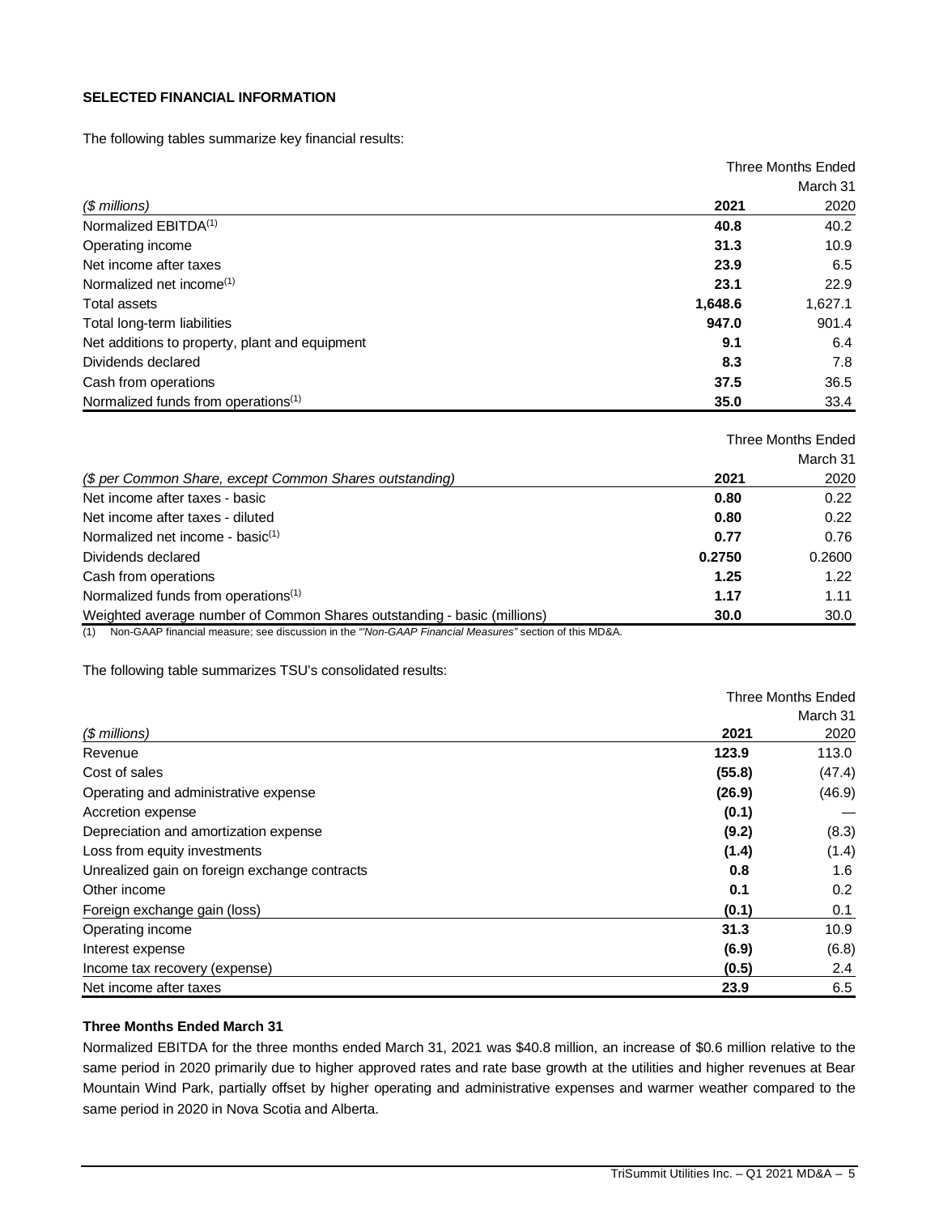**SELECTED FINANCIAL INFORMATION**

The following tables summarize key financial results:

| | Three Months Ended | |
|---|---|---|
| | March 31 | |
| *($ millions)* | **2021** | 2020 |
| Normalized EBITDA[1] | **40.8** | 40.2 |
| Operating income | **31.3** | 10.9 |
| Net income after taxes | **23.9** | 6.5 |
| Normalized net income[1] | **23.1** | 22.9 |
| Total assets | **1,648.6** | 1,627.1 |
| Total long-term liabilities | **947.0** | 901.4 |
| Net additions to property, plant and equipment | **9.1** | 6.4 |
| Dividends declared | **8.3** | 7.8 |
| Cash from operations | **37.5** | 36.5 |
| Normalized funds from operations[1] | **35.0** | 33.4 |

| | Three Months Ended | |
|---|---|---|
| | March 31 | |
| *($ per Common Share, except Common Shares outstanding)* | **2021** | 2020 |
| Net income after taxes - basic | **0.80** | 0.22 |
| Net income after taxes - diluted | **0.80** | 0.22 |
| Normalized net income - basic[1] | **0.77** | 0.76 |
| Dividends declared | **0.2750** | 0.2600 |
| Cash from operations | **1.25** | 1.22 |
| Normalized funds from operations[1] | **1.17** | 1.11 |
| Weighted average number of Common Shares outstanding - basic (millions) | **30.0** | 30.0 |

(1) Non-GAAP financial measure; see discussion in the *"Non-GAAP Financial Measures"* section of this MD&A.

The following table summarizes TSU's consolidated results:

| | Three Months Ended | |
|---|---|---|
| | March 31 | |
| *($ millions)* | **2021** | 2020 |
| Revenue | **123.9** | 113.0 |
| Cost of sales | **(55.8)** | (47.4) |
| Operating and administrative expense | **(26.9)** | (46.9) |
| Accretion expense | **(0.1)** | — |
| Depreciation and amortization expense | **(9.2)** | (8.3) |
| Loss from equity investments | **(1.4)** | (1.4) |
| Unrealized gain on foreign exchange contracts | **0.8** | 1.6 |
| Other income | **0.1** | 0.2 |
| Foreign exchange gain (loss) | **(0.1)** | 0.1 |
| Operating income | **31.3** | 10.9 |
| Interest expense | **(6.9)** | (6.8) |
| Income tax recovery (expense) | **(0.5)** | 2.4 |
| Net income after taxes | **23.9** | 6.5 |

**Three Months Ended March 31**

Normalized EBITDA for the three months ended March 31, 2021 was $40.8 million, an increase of $0.6 million relative to the same period in 2020 primarily due to higher approved rates and rate base growth at the utilities and higher revenues at Bear Mountain Wind Park, partially offset by higher operating and administrative expenses and warmer weather compared to the same period in 2020 in Nova Scotia and Alberta.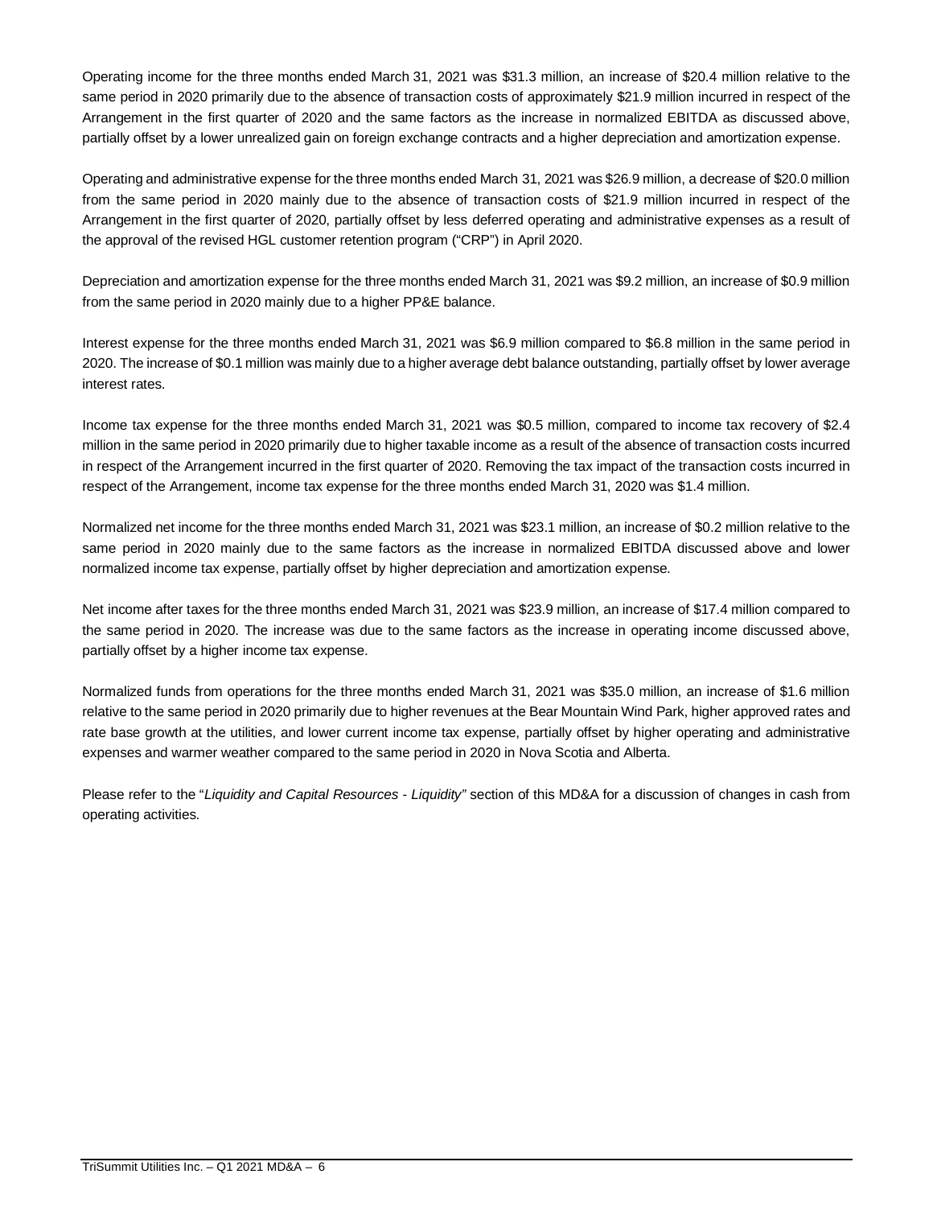Operating income for the three months ended March 31, 2021 was $31.3 million, an increase of $20.4 million relative to the same period in 2020 primarily due to the absence of transaction costs of approximately $21.9 million incurred in respect of the Arrangement in the first quarter of 2020 and the same factors as the increase in normalized EBITDA as discussed above, partially offset by a lower unrealized gain on foreign exchange contracts and a higher depreciation and amortization expense.

Operating and administrative expense for the three months ended March 31, 2021 was $26.9 million, a decrease of $20.0 million from the same period in 2020 mainly due to the absence of transaction costs of $21.9 million incurred in respect of the Arrangement in the first quarter of 2020, partially offset by less deferred operating and administrative expenses as a result of the approval of the revised HGL customer retention program ("CRP") in April 2020.

Depreciation and amortization expense for the three months ended March 31, 2021 was $9.2 million, an increase of $0.9 million from the same period in 2020 mainly due to a higher PP&E balance.

Interest expense for the three months ended March 31, 2021 was $6.9 million compared to $6.8 million in the same period in 2020. The increase of $0.1 million was mainly due to a higher average debt balance outstanding, partially offset by lower average interest rates.

Income tax expense for the three months ended March 31, 2021 was $0.5 million, compared to income tax recovery of $2.4 million in the same period in 2020 primarily due to higher taxable income as a result of the absence of transaction costs incurred in respect of the Arrangement incurred in the first quarter of 2020. Removing the tax impact of the transaction costs incurred in respect of the Arrangement, income tax expense for the three months ended March 31, 2020 was $1.4 million.

Normalized net income for the three months ended March 31, 2021 was $23.1 million, an increase of $0.2 million relative to the same period in 2020 mainly due to the same factors as the increase in normalized EBITDA discussed above and lower normalized income tax expense, partially offset by higher depreciation and amortization expense.

Net income after taxes for the three months ended March 31, 2021 was $23.9 million, an increase of $17.4 million compared to the same period in 2020. The increase was due to the same factors as the increase in operating income discussed above, partially offset by a higher income tax expense.

Normalized funds from operations for the three months ended March 31, 2021 was $35.0 million, an increase of $1.6 million relative to the same period in 2020 primarily due to higher revenues at the Bear Mountain Wind Park, higher approved rates and rate base growth at the utilities, and lower current income tax expense, partially offset by higher operating and administrative expenses and warmer weather compared to the same period in 2020 in Nova Scotia and Alberta.

Please refer to the "*Liquidity and Capital Resources - Liquidity*" section of this MD&A for a discussion of changes in cash from operating activities.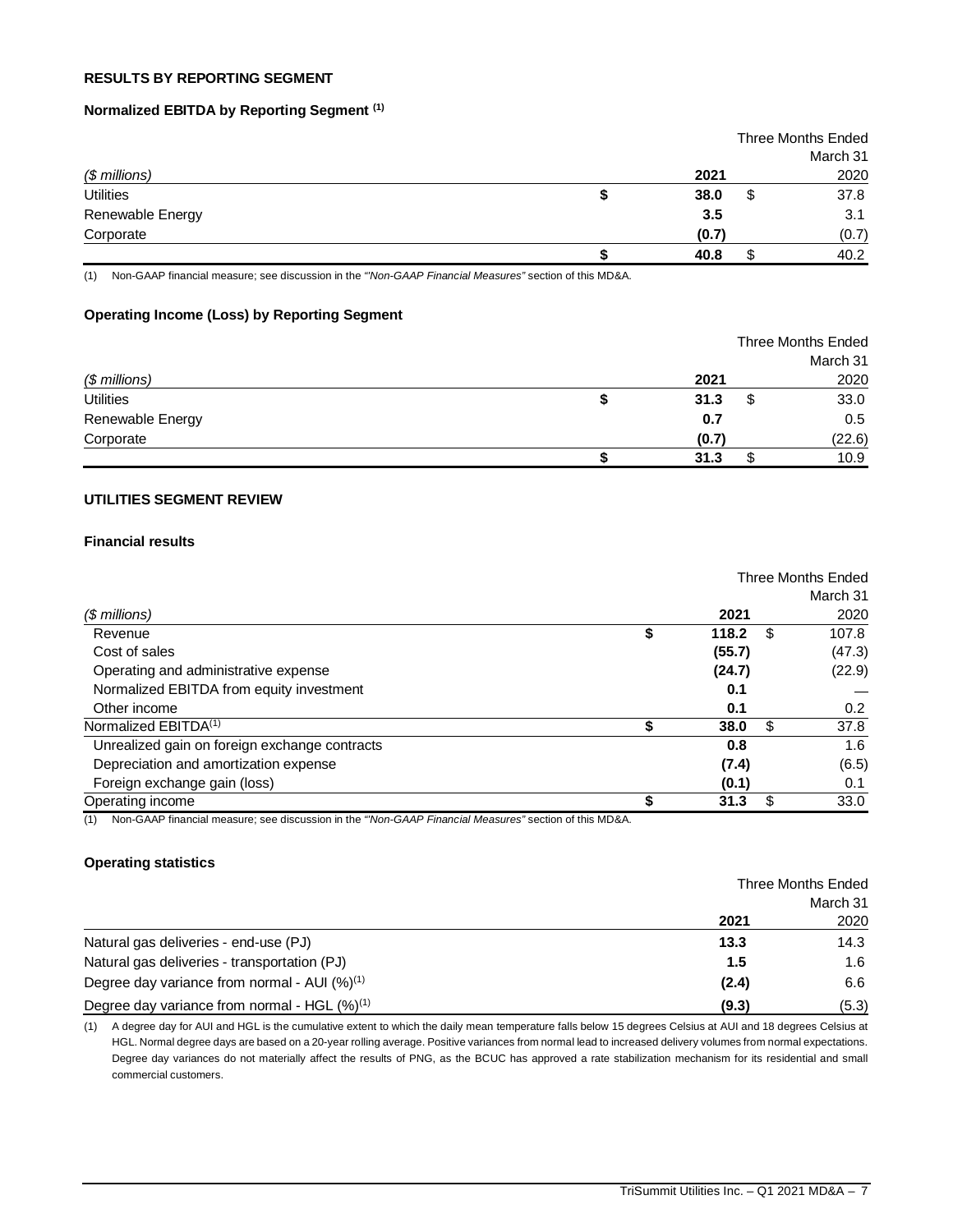## RESULTS BY REPORTING SEGMENT

### Normalized EBITDA by Reporting Segment [(1)]

| ($ millions) | Three Months Ended March 31 2021 | 2020 |
|---|---|---|
| Utilities | $ 38.0 | $ 37.8 |
| Renewable Energy | 3.5 | 3.1 |
| Corporate | (0.7) | (0.7) |
| | $ 40.8 | $ 40.2 |

(1) Non-GAAP financial measure; see discussion in the *"Non-GAAP Financial Measures"* section of this MD&A.

### Operating Income (Loss) by Reporting Segment

| ($ millions) | Three Months Ended March 31 2021 | 2020 |
|---|---|---|
| Utilities | $ 31.3 | $ 33.0 |
| Renewable Energy | 0.7 | 0.5 |
| Corporate | (0.7) | (22.6) |
| | $ 31.3 | $ 10.9 |

## UTILITIES SEGMENT REVIEW

### Financial results

| ($ millions) | Three Months Ended March 31 2021 | 2020 |
|---|---|---|
| Revenue | $ 118.2 | $ 107.8 |
| Cost of sales | (55.7) | (47.3) |
| Operating and administrative expense | (24.7) | (22.9) |
| Normalized EBITDA from equity investment | 0.1 | — |
| Other income | 0.1 | 0.2 |
| Normalized EBITDA[(1)] | $ 38.0 | $ 37.8 |
| Unrealized gain on foreign exchange contracts | 0.8 | 1.6 |
| Depreciation and amortization expense | (7.4) | (6.5) |
| Foreign exchange gain (loss) | (0.1) | 0.1 |
| Operating income | $ 31.3 | $ 33.0 |

(1) Non-GAAP financial measure; see discussion in the *"Non-GAAP Financial Measures"* section of this MD&A.

### Operating statistics

| | Three Months Ended March 31 2021 | 2020 |
|---|---|---|
| Natural gas deliveries - end-use (PJ) | 13.3 | 14.3 |
| Natural gas deliveries - transportation (PJ) | 1.5 | 1.6 |
| Degree day variance from normal - AUI (%)[(1)] | (2.4) | 6.6 |
| Degree day variance from normal - HGL (%)[(1)] | (9.3) | (5.3) |

(1) A degree day for AUI and HGL is the cumulative extent to which the daily mean temperature falls below 15 degrees Celsius at AUI and 18 degrees Celsius at HGL. Normal degree days are based on a 20-year rolling average. Positive variances from normal lead to increased delivery volumes from normal expectations. Degree day variances do not materially affect the results of PNG, as the BCUC has approved a rate stabilization mechanism for its residential and small commercial customers.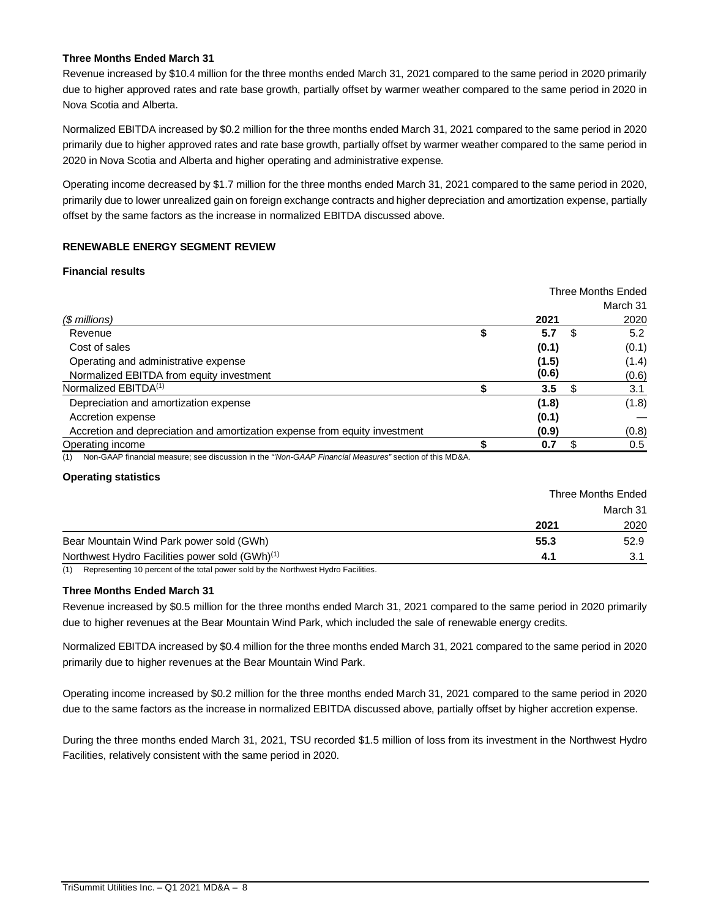**Three Months Ended March 31**

Revenue increased by $10.4 million for the three months ended March 31, 2021 compared to the same period in 2020 primarily due to higher approved rates and rate base growth, partially offset by warmer weather compared to the same period in 2020 in Nova Scotia and Alberta.

Normalized EBITDA increased by $0.2 million for the three months ended March 31, 2021 compared to the same period in 2020 primarily due to higher approved rates and rate base growth, partially offset by warmer weather compared to the same period in 2020 in Nova Scotia and Alberta and higher operating and administrative expense.

Operating income decreased by $1.7 million for the three months ended March 31, 2021 compared to the same period in 2020, primarily due to lower unrealized gain on foreign exchange contracts and higher depreciation and amortization expense, partially offset by the same factors as the increase in normalized EBITDA discussed above.

## RENEWABLE ENERGY SEGMENT REVIEW

**Financial results**

| | Three Months Ended March 31 | |
|---|---|---|
| *($ millions)* | **2021** | 2020 |
| Revenue | **$ 5.7** | $ 5.2 |
| Cost of sales | **(0.1)** | (0.1) |
| Operating and administrative expense | **(1.5)** | (1.4) |
| Normalized EBITDA from equity investment | **(0.6)** | (0.6) |
| Normalized EBITDA[(1)] | **$ 3.5** | $ 3.1 |
| Depreciation and amortization expense | **(1.8)** | (1.8) |
| Accretion expense | **(0.1)** | — |
| Accretion and depreciation and amortization expense from equity investment | **(0.9)** | (0.8) |
| Operating income | **$ 0.7** | $ 0.5 |

(1) Non-GAAP financial measure; see discussion in the *"Non-GAAP Financial Measures"* section of this MD&A.

**Operating statistics**

| | Three Months Ended March 31 | |
|---|---|---|
| | **2021** | 2020 |
| Bear Mountain Wind Park power sold (GWh) | **55.3** | 52.9 |
| Northwest Hydro Facilities power sold (GWh)[(1)] | **4.1** | 3.1 |

(1) Representing 10 percent of the total power sold by the Northwest Hydro Facilities.

**Three Months Ended March 31**

Revenue increased by $0.5 million for the three months ended March 31, 2021 compared to the same period in 2020 primarily due to higher revenues at the Bear Mountain Wind Park, which included the sale of renewable energy credits.

Normalized EBITDA increased by $0.4 million for the three months ended March 31, 2021 compared to the same period in 2020 primarily due to higher revenues at the Bear Mountain Wind Park.

Operating income increased by $0.2 million for the three months ended March 31, 2021 compared to the same period in 2020 due to the same factors as the increase in normalized EBITDA discussed above, partially offset by higher accretion expense.

During the three months ended March 31, 2021, TSU recorded $1.5 million of loss from its investment in the Northwest Hydro Facilities, relatively consistent with the same period in 2020.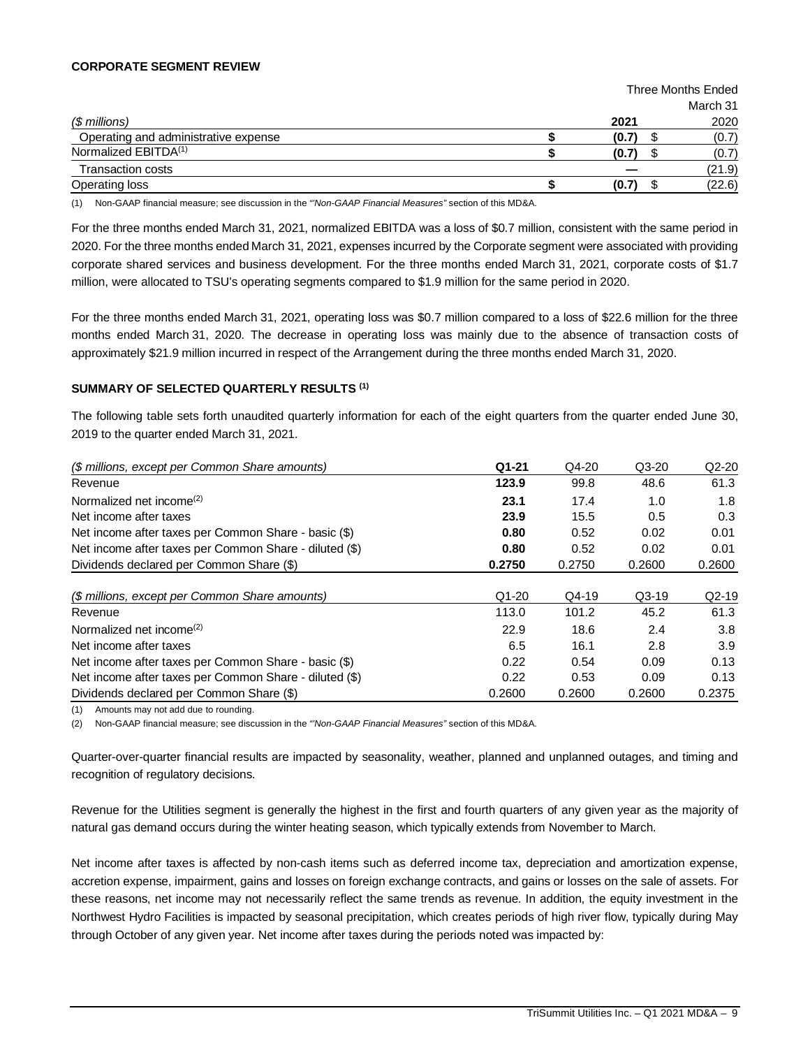**CORPORATE SEGMENT REVIEW**

| | Three Months Ended March 31 | |
|---|---|---|
| *($ millions)* | **2021** | 2020 |
| Operating and administrative expense | **$ (0.7)** | $ (0.7) |
| Normalized EBITDA[(1)] | **$ (0.7)** | $ (0.7) |
| Transaction costs | **—** | (21.9) |
| Operating loss | **$ (0.7)** | $ (22.6) |

(1) Non-GAAP financial measure; see discussion in the *"Non-GAAP Financial Measures"* section of this MD&A.

For the three months ended March 31, 2021, normalized EBITDA was a loss of $0.7 million, consistent with the same period in 2020. For the three months ended March 31, 2021, expenses incurred by the Corporate segment were associated with providing corporate shared services and business development. For the three months ended March 31, 2021, corporate costs of $1.7 million, were allocated to TSU's operating segments compared to $1.9 million for the same period in 2020.

For the three months ended March 31, 2021, operating loss was $0.7 million compared to a loss of $22.6 million for the three months ended March 31, 2020. The decrease in operating loss was mainly due to the absence of transaction costs of approximately $21.9 million incurred in respect of the Arrangement during the three months ended March 31, 2020.

**SUMMARY OF SELECTED QUARTERLY RESULTS [(1)]**

The following table sets forth unaudited quarterly information for each of the eight quarters from the quarter ended June 30, 2019 to the quarter ended March 31, 2021.

| *($ millions, except per Common Share amounts)* | **Q1-21** | Q4-20 | Q3-20 | Q2-20 |
|---|---|---|---|---|
| Revenue | **123.9** | 99.8 | 48.6 | 61.3 |
| Normalized net income[(2)] | **23.1** | 17.4 | 1.0 | 1.8 |
| Net income after taxes | **23.9** | 15.5 | 0.5 | 0.3 |
| Net income after taxes per Common Share - basic ($) | **0.80** | 0.52 | 0.02 | 0.01 |
| Net income after taxes per Common Share - diluted ($) | **0.80** | 0.52 | 0.02 | 0.01 |
| Dividends declared per Common Share ($) | **0.2750** | 0.2750 | 0.2600 | 0.2600 |

| *($ millions, except per Common Share amounts)* | Q1-20 | Q4-19 | Q3-19 | Q2-19 |
|---|---|---|---|---|
| Revenue | 113.0 | 101.2 | 45.2 | 61.3 |
| Normalized net income[(2)] | 22.9 | 18.6 | 2.4 | 3.8 |
| Net income after taxes | 6.5 | 16.1 | 2.8 | 3.9 |
| Net income after taxes per Common Share - basic ($) | 0.22 | 0.54 | 0.09 | 0.13 |
| Net income after taxes per Common Share - diluted ($) | 0.22 | 0.53 | 0.09 | 0.13 |
| Dividends declared per Common Share ($) | 0.2600 | 0.2600 | 0.2600 | 0.2375 |

(1) Amounts may not add due to rounding.

(2) Non-GAAP financial measure; see discussion in the *"Non-GAAP Financial Measures"* section of this MD&A.

Quarter-over-quarter financial results are impacted by seasonality, weather, planned and unplanned outages, and timing and recognition of regulatory decisions.

Revenue for the Utilities segment is generally the highest in the first and fourth quarters of any given year as the majority of natural gas demand occurs during the winter heating season, which typically extends from November to March.

Net income after taxes is affected by non-cash items such as deferred income tax, depreciation and amortization expense, accretion expense, impairment, gains and losses on foreign exchange contracts, and gains or losses on the sale of assets. For these reasons, net income may not necessarily reflect the same trends as revenue. In addition, the equity investment in the Northwest Hydro Facilities is impacted by seasonal precipitation, which creates periods of high river flow, typically during May through October of any given year. Net income after taxes during the periods noted was impacted by: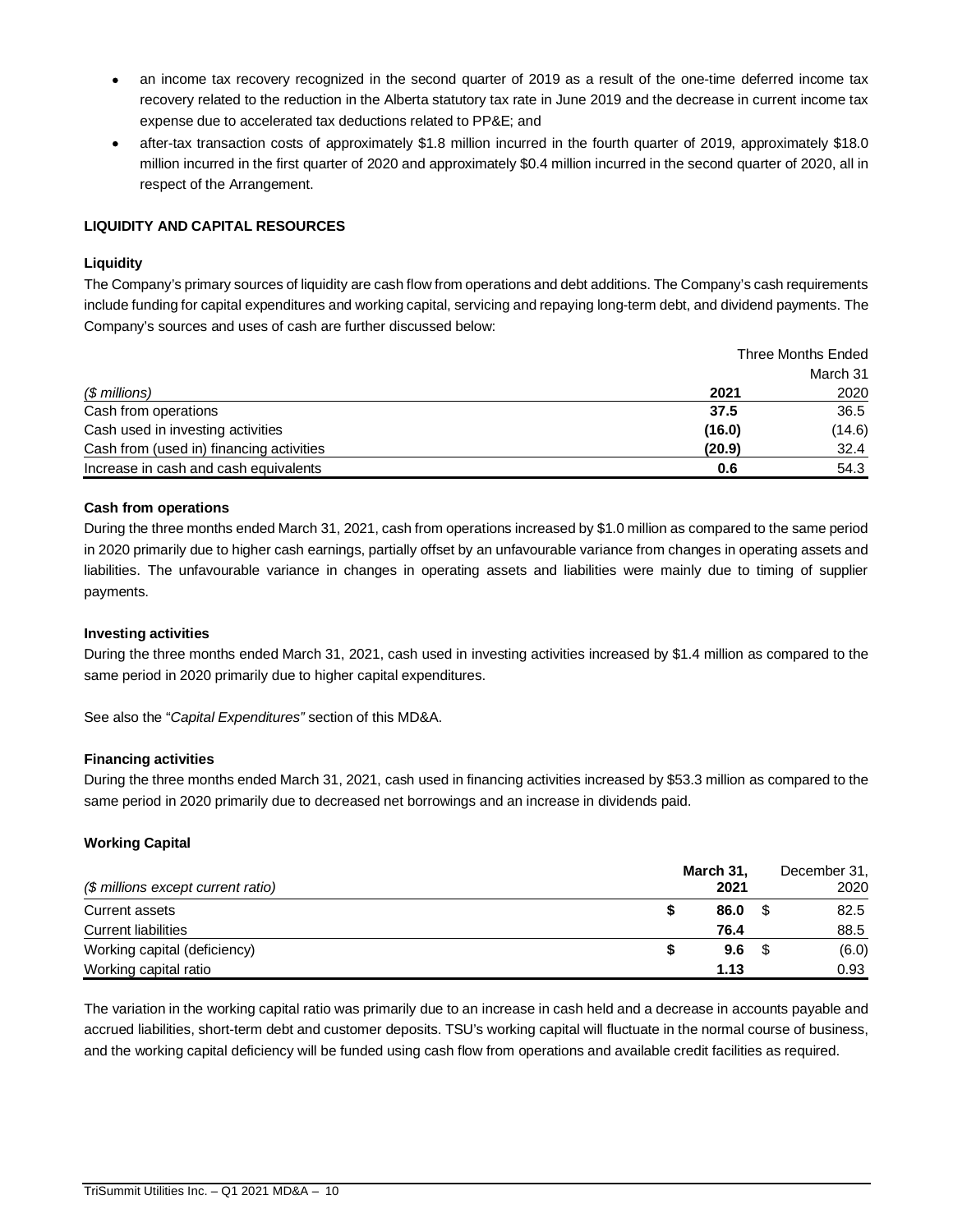- an income tax recovery recognized in the second quarter of 2019 as a result of the one-time deferred income tax recovery related to the reduction in the Alberta statutory tax rate in June 2019 and the decrease in current income tax expense due to accelerated tax deductions related to PP&E; and
- after-tax transaction costs of approximately $1.8 million incurred in the fourth quarter of 2019, approximately $18.0 million incurred in the first quarter of 2020 and approximately $0.4 million incurred in the second quarter of 2020, all in respect of the Arrangement.

## LIQUIDITY AND CAPITAL RESOURCES

### Liquidity

The Company's primary sources of liquidity are cash flow from operations and debt additions. The Company's cash requirements include funding for capital expenditures and working capital, servicing and repaying long-term debt, and dividend payments. The Company's sources and uses of cash are further discussed below:

| | Three Months Ended March 31 | |
|---|---|---|
| *($ millions)* | **2021** | 2020 |
| Cash from operations | **37.5** | 36.5 |
| Cash used in investing activities | **(16.0)** | (14.6) |
| Cash from (used in) financing activities | **(20.9)** | 32.4 |
| Increase in cash and cash equivalents | **0.6** | 54.3 |

### Cash from operations

During the three months ended March 31, 2021, cash from operations increased by $1.0 million as compared to the same period in 2020 primarily due to higher cash earnings, partially offset by an unfavourable variance from changes in operating assets and liabilities. The unfavourable variance in changes in operating assets and liabilities were mainly due to timing of supplier payments.

### Investing activities

During the three months ended March 31, 2021, cash used in investing activities increased by $1.4 million as compared to the same period in 2020 primarily due to higher capital expenditures.

See also the "*Capital Expenditures"* section of this MD&A.

### Financing activities

During the three months ended March 31, 2021, cash used in financing activities increased by $53.3 million as compared to the same period in 2020 primarily due to decreased net borrowings and an increase in dividends paid.

### Working Capital

| *($ millions except current ratio)* | **March 31, 2021** | December 31, 2020 |
|---|---|---|
| Current assets | **$ 86.0** | $ 82.5 |
| Current liabilities | **76.4** | 88.5 |
| Working capital (deficiency) | **$ 9.6** | $ (6.0) |
| Working capital ratio | **1.13** | 0.93 |

The variation in the working capital ratio was primarily due to an increase in cash held and a decrease in accounts payable and accrued liabilities, short-term debt and customer deposits. TSU's working capital will fluctuate in the normal course of business, and the working capital deficiency will be funded using cash flow from operations and available credit facilities as required.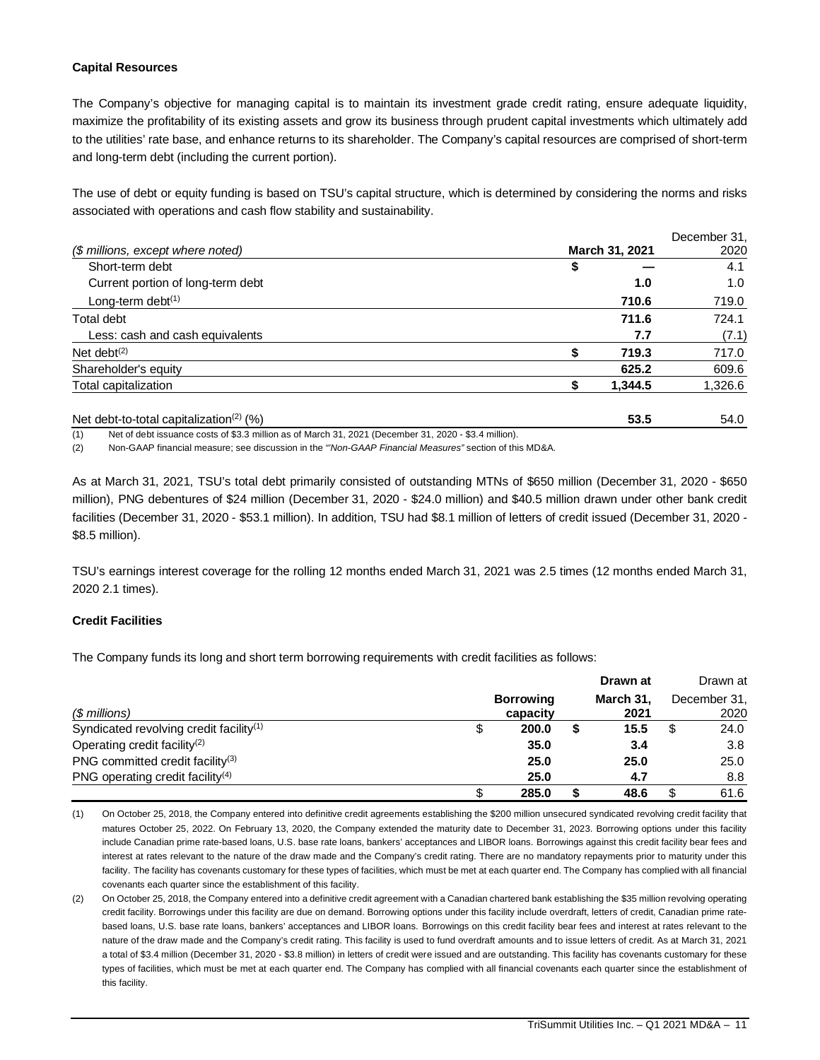### Capital Resources

The Company's objective for managing capital is to maintain its investment grade credit rating, ensure adequate liquidity, maximize the profitability of its existing assets and grow its business through prudent capital investments which ultimately add to the utilities' rate base, and enhance returns to its shareholder. The Company's capital resources are comprised of short-term and long-term debt (including the current portion).

The use of debt or equity funding is based on TSU's capital structure, which is determined by considering the norms and risks associated with operations and cash flow stability and sustainability.

| *($ millions, except where noted)* | | **March 31, 2021** | December 31, 2020 |
|---|---|---|---|
| Short-term debt | $ | — | 4.1 |
| Current portion of long-term debt | | **1.0** | 1.0 |
| Long-term debt[1] | | **710.6** | 719.0 |
| Total debt | | **711.6** | 724.1 |
| Less: cash and cash equivalents | | **7.7** | (7.1) |
| Net debt[2] | $ | **719.3** | 717.0 |
| Shareholder's equity | | **625.2** | 609.6 |
| Total capitalization | $ | **1,344.5** | 1,326.6 |
| | | | |
| Net debt-to-total capitalization[2] (%) | | **53.5** | 54.0 |

(1) Net of debt issuance costs of $3.3 million as of March 31, 2021 (December 31, 2020 - $3.4 million).

(2) Non-GAAP financial measure; see discussion in the *"Non-GAAP Financial Measures"* section of this MD&A.

As at March 31, 2021, TSU's total debt primarily consisted of outstanding MTNs of $650 million (December 31, 2020 - $650 million), PNG debentures of $24 million (December 31, 2020 - $24.0 million) and $40.5 million drawn under other bank credit facilities (December 31, 2020 - $53.1 million). In addition, TSU had $8.1 million of letters of credit issued (December 31, 2020 - $8.5 million).

TSU's earnings interest coverage for the rolling 12 months ended March 31, 2021 was 2.5 times (12 months ended March 31, 2020 2.1 times).

### Credit Facilities

The Company funds its long and short term borrowing requirements with credit facilities as follows:

| *($ millions)* | | **Borrowing capacity** | | **Drawn at March 31, 2021** | | Drawn at December 31, 2020 |
|---|---|---|---|---|---|---|
| Syndicated revolving credit facility[1] | $ | **200.0** | $ | **15.5** | $ | 24.0 |
| Operating credit facility[2] | | **35.0** | | **3.4** | | 3.8 |
| PNG committed credit facility[3] | | **25.0** | | **25.0** | | 25.0 |
| PNG operating credit facility[4] | | **25.0** | | **4.7** | | 8.8 |
| | $ | **285.0** | $ | **48.6** | $ | 61.6 |

(1) On October 25, 2018, the Company entered into definitive credit agreements establishing the $200 million unsecured syndicated revolving credit facility that matures October 25, 2022. On February 13, 2020, the Company extended the maturity date to December 31, 2023. Borrowing options under this facility include Canadian prime rate-based loans, U.S. base rate loans, bankers' acceptances and LIBOR loans. Borrowings against this credit facility bear fees and interest at rates relevant to the nature of the draw made and the Company's credit rating. There are no mandatory repayments prior to maturity under this facility. The facility has covenants customary for these types of facilities, which must be met at each quarter end. The Company has complied with all financial covenants each quarter since the establishment of this facility.

(2) On October 25, 2018, the Company entered into a definitive credit agreement with a Canadian chartered bank establishing the $35 million revolving operating credit facility. Borrowings under this facility are due on demand. Borrowing options under this facility include overdraft, letters of credit, Canadian prime rate-based loans, U.S. base rate loans, bankers' acceptances and LIBOR loans. Borrowings on this credit facility bear fees and interest at rates relevant to the nature of the draw made and the Company's credit rating. This facility is used to fund overdraft amounts and to issue letters of credit. As at March 31, 2021 a total of $3.4 million (December 31, 2020 - $3.8 million) in letters of credit were issued and are outstanding. This facility has covenants customary for these types of facilities, which must be met at each quarter end. The Company has complied with all financial covenants each quarter since the establishment of this facility.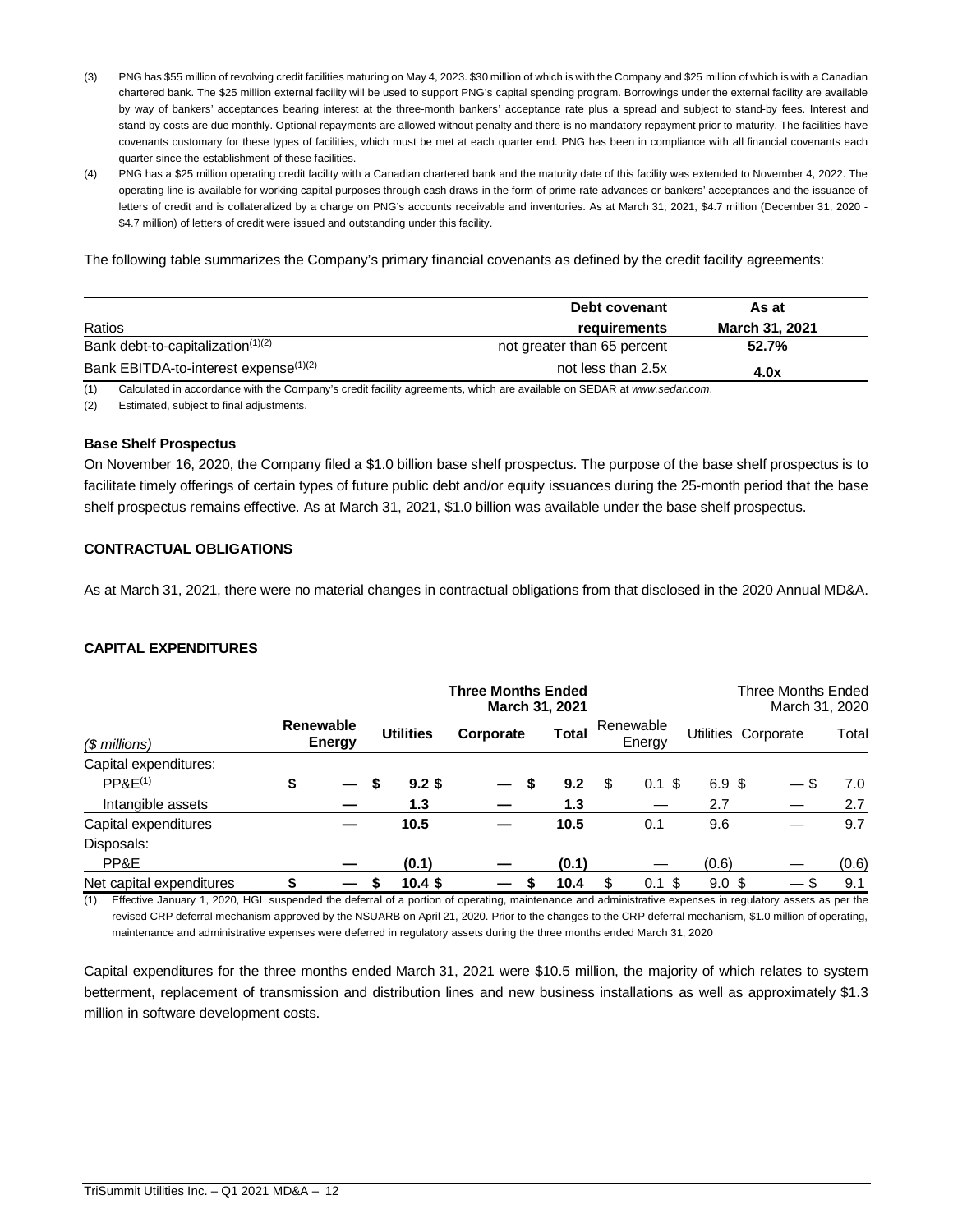(3) PNG has $55 million of revolving credit facilities maturing on May 4, 2023. $30 million of which is with the Company and $25 million of which is with a Canadian chartered bank. The $25 million external facility will be used to support PNG's capital spending program. Borrowings under the external facility are available by way of bankers' acceptances bearing interest at the three-month bankers' acceptance rate plus a spread and subject to stand-by fees. Interest and stand-by costs are due monthly. Optional repayments are allowed without penalty and there is no mandatory repayment prior to maturity. The facilities have covenants customary for these types of facilities, which must be met at each quarter end. PNG has been in compliance with all financial covenants each quarter since the establishment of these facilities.

(4) PNG has a $25 million operating credit facility with a Canadian chartered bank and the maturity date of this facility was extended to November 4, 2022. The operating line is available for working capital purposes through cash draws in the form of prime-rate advances or bankers' acceptances and the issuance of letters of credit and is collateralized by a charge on PNG's accounts receivable and inventories. As at March 31, 2021, $4.7 million (December 31, 2020 - $4.7 million) of letters of credit were issued and outstanding under this facility.

The following table summarizes the Company's primary financial covenants as defined by the credit facility agreements:

| Ratios | Debt covenant requirements | As at March 31, 2021 |
|---|---|---|
| Bank debt-to-capitalization(1)(2) | not greater than 65 percent | **52.7%** |
| Bank EBITDA-to-interest expense(1)(2) | not less than 2.5x | **4.0x** |

(1) Calculated in accordance with the Company's credit facility agreements, which are available on SEDAR at *www.sedar.com*.

(2) Estimated, subject to final adjustments.

### Base Shelf Prospectus

On November 16, 2020, the Company filed a $1.0 billion base shelf prospectus. The purpose of the base shelf prospectus is to facilitate timely offerings of certain types of future public debt and/or equity issuances during the 25-month period that the base shelf prospectus remains effective. As at March 31, 2021, $1.0 billion was available under the base shelf prospectus.

## CONTRACTUAL OBLIGATIONS

As at March 31, 2021, there were no material changes in contractual obligations from that disclosed in the 2020 Annual MD&A.

## CAPITAL EXPENDITURES

| | **Three Months Ended March 31, 2021** | | | | Three Months Ended March 31, 2020 | | | |
|---|---|---|---|---|---|---|---|---|
| *($ millions)* | **Renewable Energy** | **Utilities** | **Corporate** | **Total** | Renewable Energy | Utilities | Corporate | Total |
| Capital expenditures: | | | | | | | | |
| PP&E(1) | $ — | $ 9.2 | $ — | $ 9.2 | $ 0.1 | $ 6.9 | $ — | $ 7.0 |
| Intangible assets | — | 1.3 | — | 1.3 | — | 2.7 | — | 2.7 |
| Capital expenditures | — | 10.5 | — | 10.5 | 0.1 | 9.6 | — | 9.7 |
| Disposals: | | | | | | | | |
| PP&E | — | (0.1) | — | (0.1) | — | (0.6) | — | (0.6) |
| Net capital expenditures | $ — | $ 10.4 | $ — | $ 10.4 | $ 0.1 | $ 9.0 | $ — | $ 9.1 |

(1) Effective January 1, 2020, HGL suspended the deferral of a portion of operating, maintenance and administrative expenses in regulatory assets as per the revised CRP deferral mechanism approved by the NSUARB on April 21, 2020. Prior to the changes to the CRP deferral mechanism, $1.0 million of operating, maintenance and administrative expenses were deferred in regulatory assets during the three months ended March 31, 2020

Capital expenditures for the three months ended March 31, 2021 were $10.5 million, the majority of which relates to system betterment, replacement of transmission and distribution lines and new business installations as well as approximately $1.3 million in software development costs.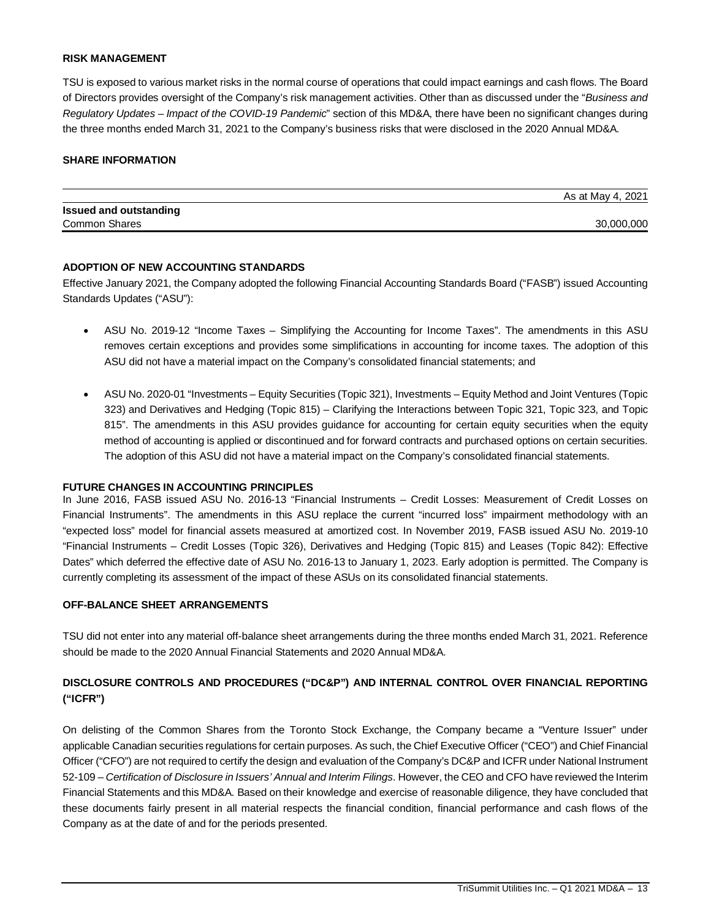## RISK MANAGEMENT

TSU is exposed to various market risks in the normal course of operations that could impact earnings and cash flows. The Board of Directors provides oversight of the Company's risk management activities. Other than as discussed under the "*Business and Regulatory Updates – Impact of the COVID-19 Pandemic*" section of this MD&A, there have been no significant changes during the three months ended March 31, 2021 to the Company's business risks that were disclosed in the 2020 Annual MD&A.

## SHARE INFORMATION

| | As at May 4, 2021 |
|---|---|
| **Issued and outstanding** | |
| Common Shares | 30,000,000 |

## ADOPTION OF NEW ACCOUNTING STANDARDS

Effective January 2021, the Company adopted the following Financial Accounting Standards Board ("FASB") issued Accounting Standards Updates ("ASU"):

- ASU No. 2019-12 "Income Taxes – Simplifying the Accounting for Income Taxes". The amendments in this ASU removes certain exceptions and provides some simplifications in accounting for income taxes. The adoption of this ASU did not have a material impact on the Company's consolidated financial statements; and

- ASU No. 2020-01 "Investments – Equity Securities (Topic 321), Investments – Equity Method and Joint Ventures (Topic 323) and Derivatives and Hedging (Topic 815) – Clarifying the Interactions between Topic 321, Topic 323, and Topic 815". The amendments in this ASU provides guidance for accounting for certain equity securities when the equity method of accounting is applied or discontinued and for forward contracts and purchased options on certain securities. The adoption of this ASU did not have a material impact on the Company's consolidated financial statements.

## FUTURE CHANGES IN ACCOUNTING PRINCIPLES

In June 2016, FASB issued ASU No. 2016-13 "Financial Instruments – Credit Losses: Measurement of Credit Losses on Financial Instruments". The amendments in this ASU replace the current "incurred loss" impairment methodology with an "expected loss" model for financial assets measured at amortized cost. In November 2019, FASB issued ASU No. 2019-10 "Financial Instruments – Credit Losses (Topic 326), Derivatives and Hedging (Topic 815) and Leases (Topic 842): Effective Dates" which deferred the effective date of ASU No. 2016-13 to January 1, 2023. Early adoption is permitted. The Company is currently completing its assessment of the impact of these ASUs on its consolidated financial statements.

## OFF-BALANCE SHEET ARRANGEMENTS

TSU did not enter into any material off-balance sheet arrangements during the three months ended March 31, 2021. Reference should be made to the 2020 Annual Financial Statements and 2020 Annual MD&A.

## DISCLOSURE CONTROLS AND PROCEDURES ("DC&P") AND INTERNAL CONTROL OVER FINANCIAL REPORTING ("ICFR")

On delisting of the Common Shares from the Toronto Stock Exchange, the Company became a "Venture Issuer" under applicable Canadian securities regulations for certain purposes. As such, the Chief Executive Officer ("CEO") and Chief Financial Officer ("CFO") are not required to certify the design and evaluation of the Company's DC&P and ICFR under National Instrument 52-109 – *Certification of Disclosure in Issuers' Annual and Interim Filings*. However, the CEO and CFO have reviewed the Interim Financial Statements and this MD&A. Based on their knowledge and exercise of reasonable diligence, they have concluded that these documents fairly present in all material respects the financial condition, financial performance and cash flows of the Company as at the date of and for the periods presented.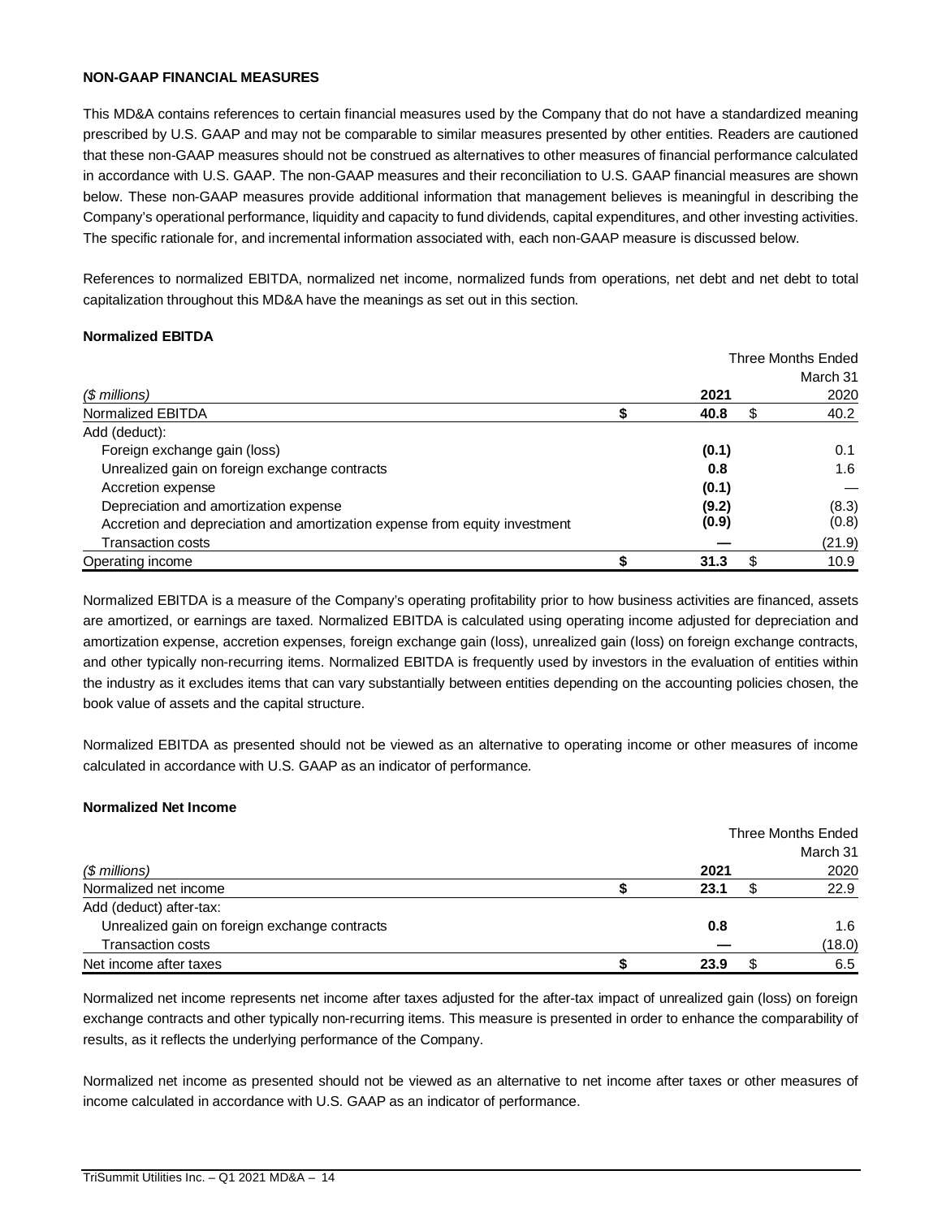**NON-GAAP FINANCIAL MEASURES**

This MD&A contains references to certain financial measures used by the Company that do not have a standardized meaning prescribed by U.S. GAAP and may not be comparable to similar measures presented by other entities. Readers are cautioned that these non-GAAP measures should not be construed as alternatives to other measures of financial performance calculated in accordance with U.S. GAAP. The non-GAAP measures and their reconciliation to U.S. GAAP financial measures are shown below. These non-GAAP measures provide additional information that management believes is meaningful in describing the Company's operational performance, liquidity and capacity to fund dividends, capital expenditures, and other investing activities. The specific rationale for, and incremental information associated with, each non-GAAP measure is discussed below.

References to normalized EBITDA, normalized net income, normalized funds from operations, net debt and net debt to total capitalization throughout this MD&A have the meanings as set out in this section.

**Normalized EBITDA**

| | Three Months Ended March 31 | |
|---|---|---|
| *($ millions)* | **2021** | 2020 |
| Normalized EBITDA | **$ 40.8** | $ 40.2 |
| Add (deduct): | | |
| Foreign exchange gain (loss) | **(0.1)** | 0.1 |
| Unrealized gain on foreign exchange contracts | **0.8** | 1.6 |
| Accretion expense | **(0.1)** | — |
| Depreciation and amortization expense | **(9.2)** | (8.3) |
| Accretion and depreciation and amortization expense from equity investment | **(0.9)** | (0.8) |
| Transaction costs | **—** | (21.9) |
| Operating income | **$ 31.3** | $ 10.9 |

Normalized EBITDA is a measure of the Company's operating profitability prior to how business activities are financed, assets are amortized, or earnings are taxed. Normalized EBITDA is calculated using operating income adjusted for depreciation and amortization expense, accretion expenses, foreign exchange gain (loss), unrealized gain (loss) on foreign exchange contracts, and other typically non-recurring items. Normalized EBITDA is frequently used by investors in the evaluation of entities within the industry as it excludes items that can vary substantially between entities depending on the accounting policies chosen, the book value of assets and the capital structure.

Normalized EBITDA as presented should not be viewed as an alternative to operating income or other measures of income calculated in accordance with U.S. GAAP as an indicator of performance.

**Normalized Net Income**

| | Three Months Ended March 31 | |
|---|---|---|
| *($ millions)* | **2021** | 2020 |
| Normalized net income | **$ 23.1** | $ 22.9 |
| Add (deduct) after-tax: | | |
| Unrealized gain on foreign exchange contracts | **0.8** | 1.6 |
| Transaction costs | **—** | (18.0) |
| Net income after taxes | **$ 23.9** | $ 6.5 |

Normalized net income represents net income after taxes adjusted for the after-tax impact of unrealized gain (loss) on foreign exchange contracts and other typically non-recurring items. This measure is presented in order to enhance the comparability of results, as it reflects the underlying performance of the Company.

Normalized net income as presented should not be viewed as an alternative to net income after taxes or other measures of income calculated in accordance with U.S. GAAP as an indicator of performance.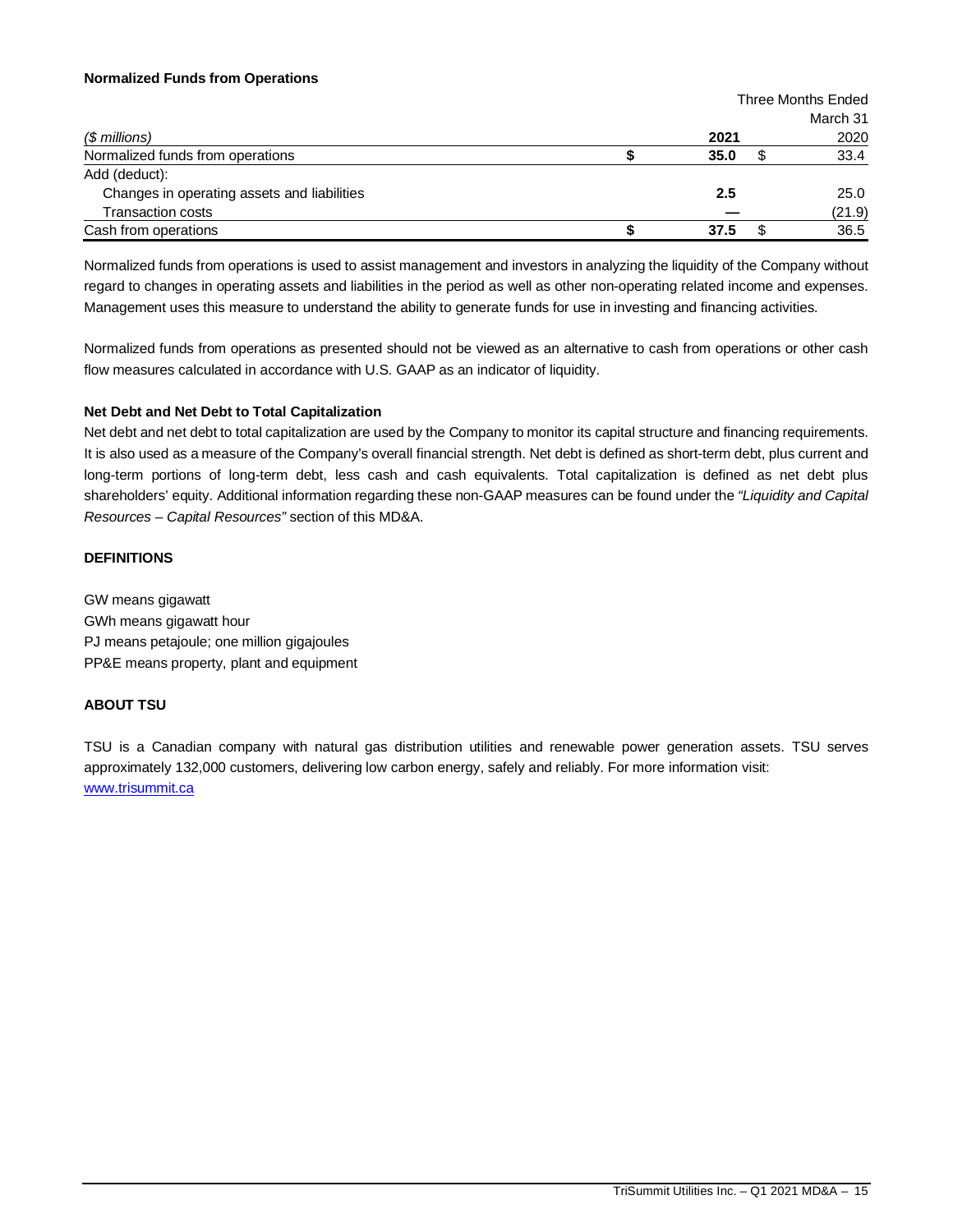**Normalized Funds from Operations**

| | Three Months Ended March 31 | |
|---|---|---|
| *($ millions)* | **2021** | 2020 |
| Normalized funds from operations | **$ 35.0** | $ 33.4 |
| Add (deduct): | | |
| Changes in operating assets and liabilities | **2.5** | 25.0 |
| Transaction costs | **—** | (21.9) |
| Cash from operations | **$ 37.5** | $ 36.5 |

Normalized funds from operations is used to assist management and investors in analyzing the liquidity of the Company without regard to changes in operating assets and liabilities in the period as well as other non-operating related income and expenses. Management uses this measure to understand the ability to generate funds for use in investing and financing activities.

Normalized funds from operations as presented should not be viewed as an alternative to cash from operations or other cash flow measures calculated in accordance with U.S. GAAP as an indicator of liquidity.

**Net Debt and Net Debt to Total Capitalization**

Net debt and net debt to total capitalization are used by the Company to monitor its capital structure and financing requirements. It is also used as a measure of the Company's overall financial strength. Net debt is defined as short-term debt, plus current and long-term portions of long-term debt, less cash and cash equivalents. Total capitalization is defined as net debt plus shareholders' equity. Additional information regarding these non-GAAP measures can be found under the *"Liquidity and Capital Resources – Capital Resources"* section of this MD&A.

**DEFINITIONS**

GW means gigawatt
GWh means gigawatt hour
PJ means petajoule; one million gigajoules
PP&E means property, plant and equipment

**ABOUT TSU**

TSU is a Canadian company with natural gas distribution utilities and renewable power generation assets. TSU serves approximately 132,000 customers, delivering low carbon energy, safely and reliably. For more information visit: www.trisummit.ca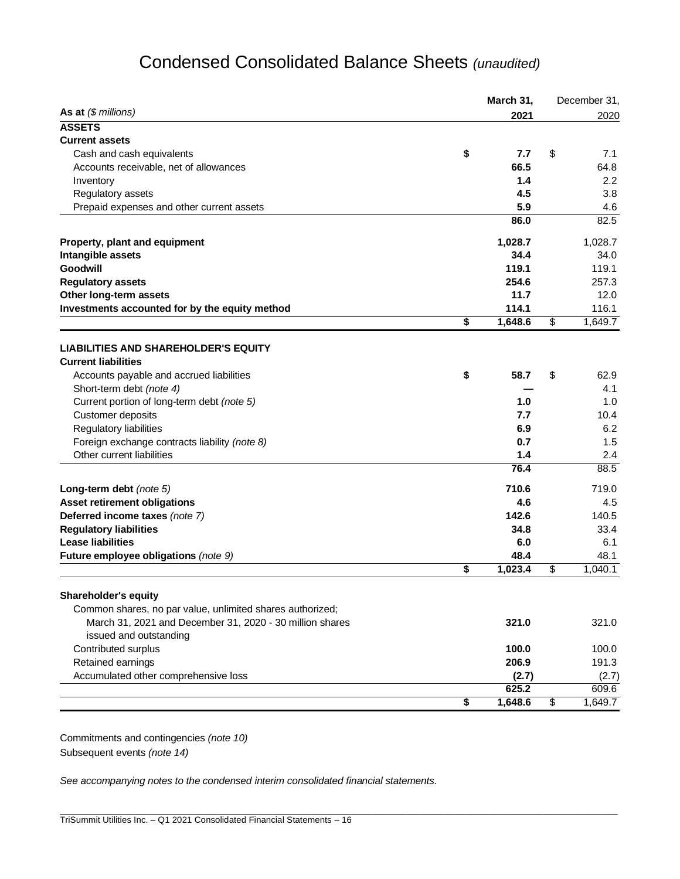# Condensed Consolidated Balance Sheets *(unaudited)*

| As at *($ millions)* | March 31, 2021 | December 31, 2020 |
|---|---|---|
| **ASSETS** | | |
| **Current assets** | | |
| Cash and cash equivalents | **$ 7.7** | $ 7.1 |
| Accounts receivable, net of allowances | **66.5** | 64.8 |
| Inventory | **1.4** | 2.2 |
| Regulatory assets | **4.5** | 3.8 |
| Prepaid expenses and other current assets | **5.9** | 4.6 |
| | **86.0** | 82.5 |
| **Property, plant and equipment** | **1,028.7** | 1,028.7 |
| **Intangible assets** | **34.4** | 34.0 |
| **Goodwill** | **119.1** | 119.1 |
| **Regulatory assets** | **254.6** | 257.3 |
| **Other long-term assets** | **11.7** | 12.0 |
| **Investments accounted for by the equity method** | **114.1** | 116.1 |
| | **$ 1,648.6** | $ 1,649.7 |
| **LIABILITIES AND SHAREHOLDER'S EQUITY** | | |
| **Current liabilities** | | |
| Accounts payable and accrued liabilities | **$ 58.7** | $ 62.9 |
| Short-term debt *(note 4)* | **—** | 4.1 |
| Current portion of long-term debt *(note 5)* | **1.0** | 1.0 |
| Customer deposits | **7.7** | 10.4 |
| Regulatory liabilities | **6.9** | 6.2 |
| Foreign exchange contracts liability *(note 8)* | **0.7** | 1.5 |
| Other current liabilities | **1.4** | 2.4 |
| | **76.4** | 88.5 |
| **Long-term debt** *(note 5)* | **710.6** | 719.0 |
| **Asset retirement obligations** | **4.6** | 4.5 |
| **Deferred income taxes** *(note 7)* | **142.6** | 140.5 |
| **Regulatory liabilities** | **34.8** | 33.4 |
| **Lease liabilities** | **6.0** | 6.1 |
| **Future employee obligations** *(note 9)* | **48.4** | 48.1 |
| | **$ 1,023.4** | $ 1,040.1 |
| **Shareholder's equity** | | |
| Common shares, no par value, unlimited shares authorized; March 31, 2021 and December 31, 2020 - 30 million shares issued and outstanding | **321.0** | 321.0 |
| Contributed surplus | **100.0** | 100.0 |
| Retained earnings | **206.9** | 191.3 |
| Accumulated other comprehensive loss | **(2.7)** | (2.7) |
| | **625.2** | 609.6 |
| | **$ 1,648.6** | $ 1,649.7 |

Commitments and contingencies *(note 10)*

Subsequent events *(note 14)*

*See accompanying notes to the condensed interim consolidated financial statements.*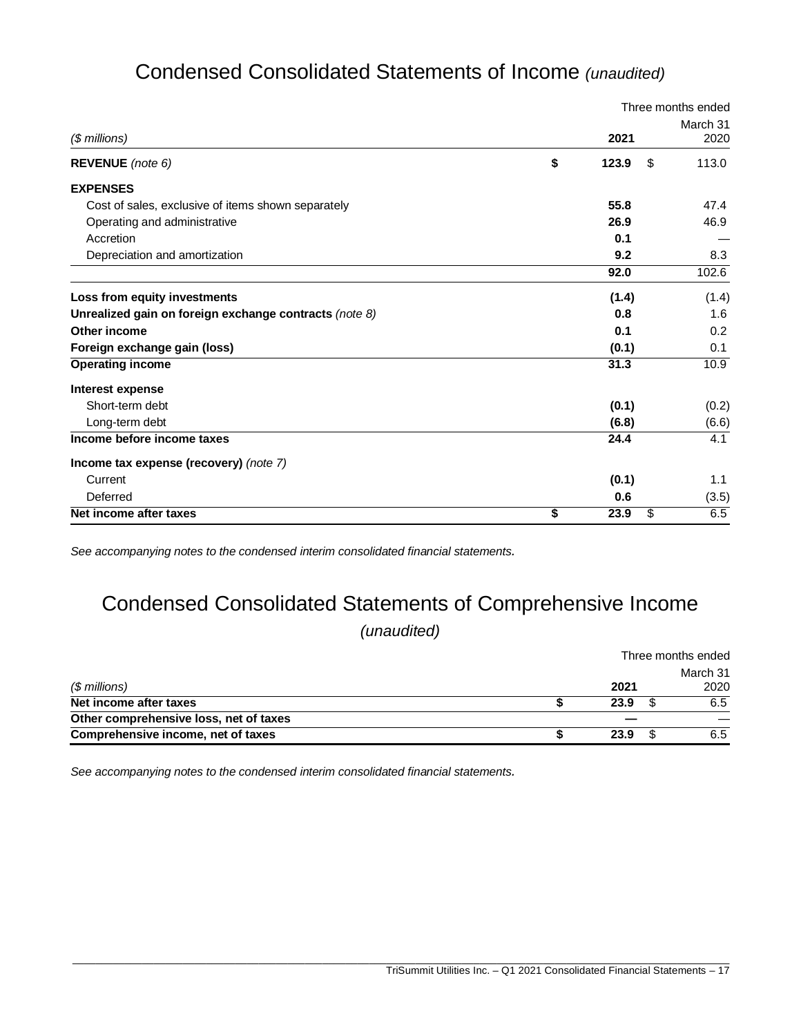# Condensed Consolidated Statements of Income *(unaudited)*

| | Three months ended | |
|---|---|---|
| | | March 31 |
| *($ millions)* | **2021** | 2020 |
| **REVENUE** *(note 6)* | **$ 123.9** | $ 113.0 |
| **EXPENSES** | | |
| Cost of sales, exclusive of items shown separately | **55.8** | 47.4 |
| Operating and administrative | **26.9** | 46.9 |
| Accretion | **0.1** | — |
| Depreciation and amortization | **9.2** | 8.3 |
| | **92.0** | 102.6 |
| **Loss from equity investments** | **(1.4)** | (1.4) |
| **Unrealized gain on foreign exchange contracts** *(note 8)* | **0.8** | 1.6 |
| **Other income** | **0.1** | 0.2 |
| **Foreign exchange gain (loss)** | **(0.1)** | 0.1 |
| **Operating income** | **31.3** | 10.9 |
| **Interest expense** | | |
| Short-term debt | **(0.1)** | (0.2) |
| Long-term debt | **(6.8)** | (6.6) |
| **Income before income taxes** | **24.4** | 4.1 |
| **Income tax expense (recovery)** *(note 7)* | | |
| Current | **(0.1)** | 1.1 |
| Deferred | **0.6** | (3.5) |
| **Net income after taxes** | **$ 23.9** | $ 6.5 |

*See accompanying notes to the condensed interim consolidated financial statements.*

# Condensed Consolidated Statements of Comprehensive Income *(unaudited)*

| | Three months ended | |
|---|---|---|
| | | March 31 |
| *($ millions)* | **2021** | 2020 |
| **Net income after taxes** | **$ 23.9** | $ 6.5 |
| **Other comprehensive loss, net of taxes** | **—** | — |
| **Comprehensive income, net of taxes** | **$ 23.9** | $ 6.5 |

*See accompanying notes to the condensed interim consolidated financial statements.*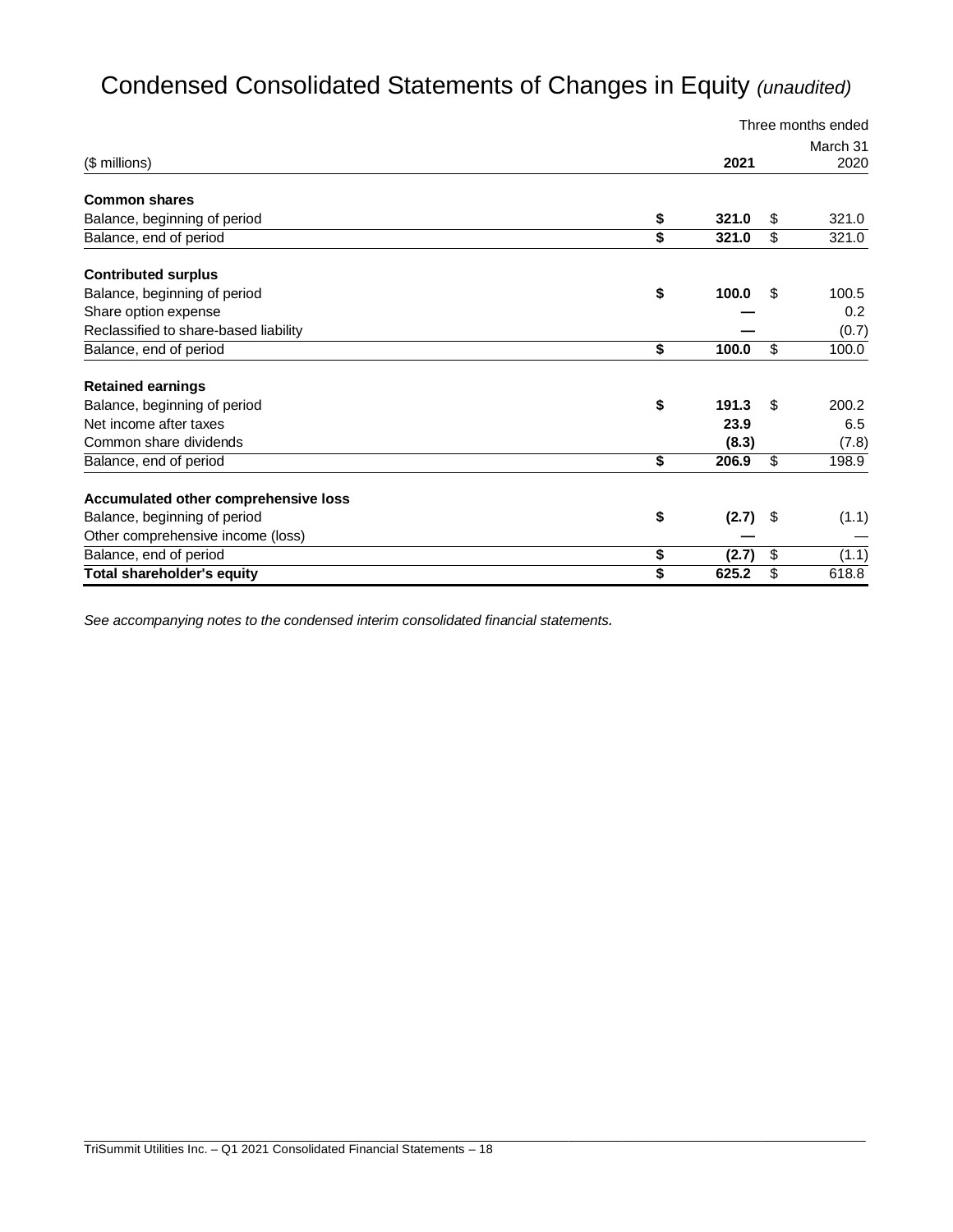# Condensed Consolidated Statements of Changes in Equity *(unaudited)*

| ($ millions) | | Three months ended March 31 2021 | | 2020 |
|---|---|---|---|---|
| **Common shares** | | | | |
| Balance, beginning of period | **$** | **321.0** | $ | 321.0 |
| Balance, end of period | **$** | **321.0** | $ | 321.0 |
| **Contributed surplus** | | | | |
| Balance, beginning of period | **$** | **100.0** | $ | 100.5 |
| Share option expense | | **—** | | 0.2 |
| Reclassified to share-based liability | | **—** | | (0.7) |
| Balance, end of period | **$** | **100.0** | $ | 100.0 |
| **Retained earnings** | | | | |
| Balance, beginning of period | **$** | **191.3** | $ | 200.2 |
| Net income after taxes | | **23.9** | | 6.5 |
| Common share dividends | | **(8.3)** | | (7.8) |
| Balance, end of period | **$** | **206.9** | $ | 198.9 |
| **Accumulated other comprehensive loss** | | | | |
| Balance, beginning of period | **$** | **(2.7)** | $ | (1.1) |
| Other comprehensive income (loss) | | **—** | | — |
| Balance, end of period | **$** | **(2.7)** | $ | (1.1) |
| **Total shareholder's equity** | **$** | **625.2** | $ | 618.8 |

*See accompanying notes to the condensed interim consolidated financial statements.*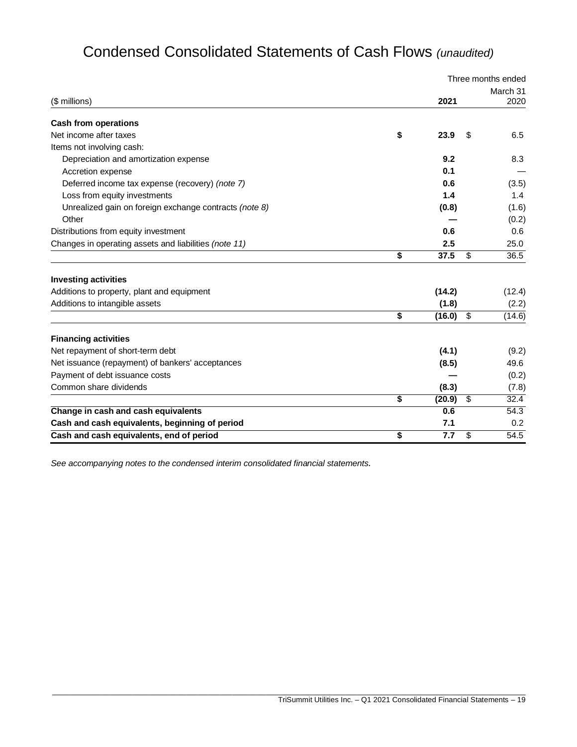# Condensed Consolidated Statements of Cash Flows *(unaudited)*

| ($ millions) | Three months ended March 31 2021 | 2020 |
|---|---|---|
| **Cash from operations** | | |
| Net income after taxes | **$ 23.9** | $ 6.5 |
| Items not involving cash: | | |
| Depreciation and amortization expense | **9.2** | 8.3 |
| Accretion expense | **0.1** | — |
| Deferred income tax expense (recovery) *(note 7)* | **0.6** | (3.5) |
| Loss from equity investments | **1.4** | 1.4 |
| Unrealized gain on foreign exchange contracts *(note 8)* | **(0.8)** | (1.6) |
| Other | **—** | (0.2) |
| Distributions from equity investment | **0.6** | 0.6 |
| Changes in operating assets and liabilities *(note 11)* | **2.5** | 25.0 |
| | **$ 37.5** | $ 36.5 |
| **Investing activities** | | |
| Additions to property, plant and equipment | **(14.2)** | (12.4) |
| Additions to intangible assets | **(1.8)** | (2.2) |
| | **$ (16.0)** | $ (14.6) |
| **Financing activities** | | |
| Net repayment of short-term debt | **(4.1)** | (9.2) |
| Net issuance (repayment) of bankers' acceptances | **(8.5)** | 49.6 |
| Payment of debt issuance costs | **—** | (0.2) |
| Common share dividends | **(8.3)** | (7.8) |
| | **$ (20.9)** | $ 32.4 |
| **Change in cash and cash equivalents** | **0.6** | 54.3 |
| **Cash and cash equivalents, beginning of period** | **7.1** | 0.2 |
| **Cash and cash equivalents, end of period** | **$ 7.7** | $ 54.5 |

*See accompanying notes to the condensed interim consolidated financial statements.*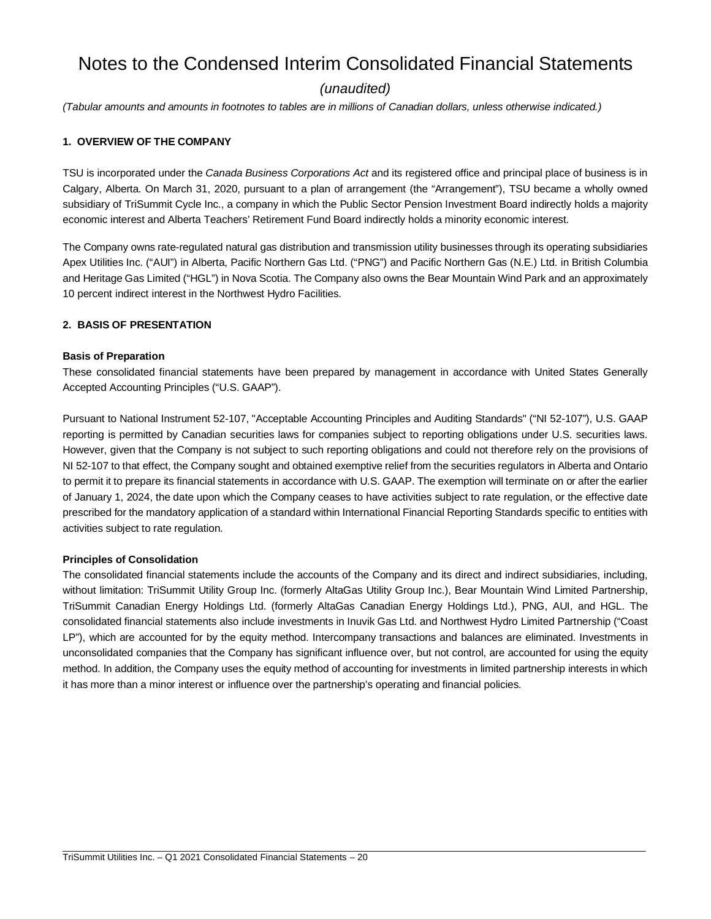# Notes to the Condensed Interim Consolidated Financial Statements

*(unaudited)*

*(Tabular amounts and amounts in footnotes to tables are in millions of Canadian dollars, unless otherwise indicated.)*

### 1. OVERVIEW OF THE COMPANY

TSU is incorporated under the *Canada Business Corporations Act* and its registered office and principal place of business is in Calgary, Alberta. On March 31, 2020, pursuant to a plan of arrangement (the "Arrangement"), TSU became a wholly owned subsidiary of TriSummit Cycle Inc., a company in which the Public Sector Pension Investment Board indirectly holds a majority economic interest and Alberta Teachers' Retirement Fund Board indirectly holds a minority economic interest.

The Company owns rate-regulated natural gas distribution and transmission utility businesses through its operating subsidiaries Apex Utilities Inc. ("AUI") in Alberta, Pacific Northern Gas Ltd. ("PNG") and Pacific Northern Gas (N.E.) Ltd. in British Columbia and Heritage Gas Limited ("HGL") in Nova Scotia. The Company also owns the Bear Mountain Wind Park and an approximately 10 percent indirect interest in the Northwest Hydro Facilities.

### 2. BASIS OF PRESENTATION

**Basis of Preparation**

These consolidated financial statements have been prepared by management in accordance with United States Generally Accepted Accounting Principles ("U.S. GAAP").

Pursuant to National Instrument 52-107, "Acceptable Accounting Principles and Auditing Standards" ("NI 52-107"), U.S. GAAP reporting is permitted by Canadian securities laws for companies subject to reporting obligations under U.S. securities laws. However, given that the Company is not subject to such reporting obligations and could not therefore rely on the provisions of NI 52-107 to that effect, the Company sought and obtained exemptive relief from the securities regulators in Alberta and Ontario to permit it to prepare its financial statements in accordance with U.S. GAAP. The exemption will terminate on or after the earlier of January 1, 2024, the date upon which the Company ceases to have activities subject to rate regulation, or the effective date prescribed for the mandatory application of a standard within International Financial Reporting Standards specific to entities with activities subject to rate regulation.

**Principles of Consolidation**

The consolidated financial statements include the accounts of the Company and its direct and indirect subsidiaries, including, without limitation: TriSummit Utility Group Inc. (formerly AltaGas Utility Group Inc.), Bear Mountain Wind Limited Partnership, TriSummit Canadian Energy Holdings Ltd. (formerly AltaGas Canadian Energy Holdings Ltd.), PNG, AUI, and HGL. The consolidated financial statements also include investments in Inuvik Gas Ltd. and Northwest Hydro Limited Partnership ("Coast LP"), which are accounted for by the equity method. Intercompany transactions and balances are eliminated. Investments in unconsolidated companies that the Company has significant influence over, but not control, are accounted for using the equity method. In addition, the Company uses the equity method of accounting for investments in limited partnership interests in which it has more than a minor interest or influence over the partnership's operating and financial policies.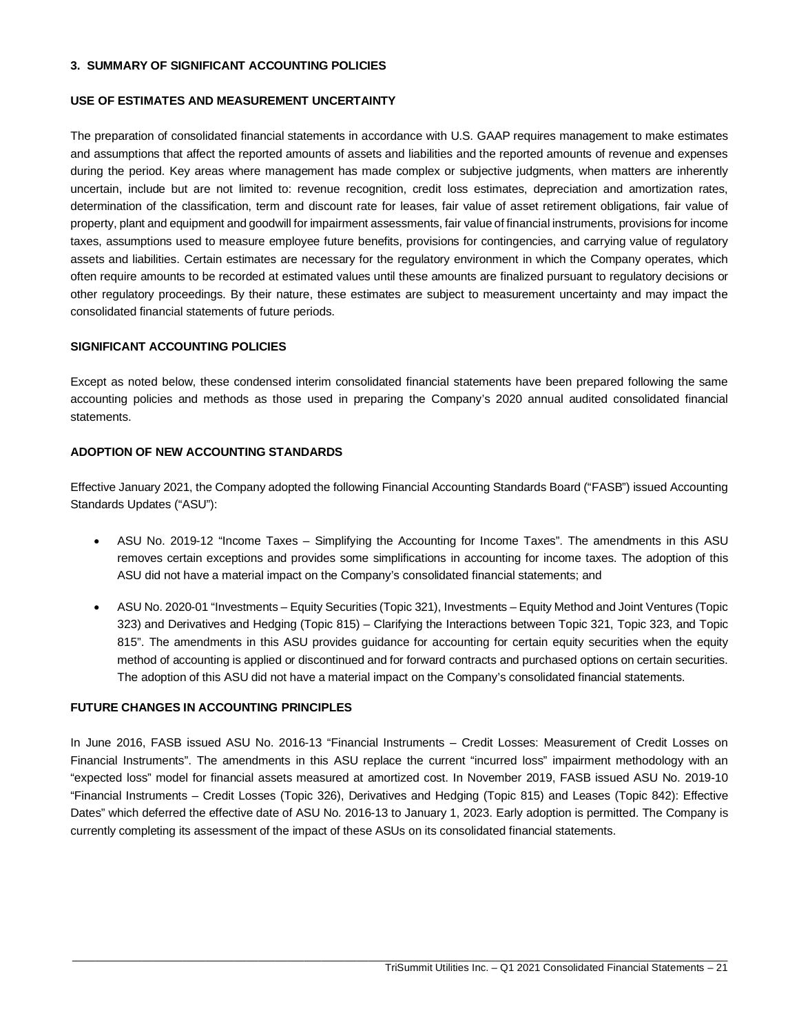## 3. SUMMARY OF SIGNIFICANT ACCOUNTING POLICIES

### USE OF ESTIMATES AND MEASUREMENT UNCERTAINTY

The preparation of consolidated financial statements in accordance with U.S. GAAP requires management to make estimates and assumptions that affect the reported amounts of assets and liabilities and the reported amounts of revenue and expenses during the period. Key areas where management has made complex or subjective judgments, when matters are inherently uncertain, include but are not limited to: revenue recognition, credit loss estimates, depreciation and amortization rates, determination of the classification, term and discount rate for leases, fair value of asset retirement obligations, fair value of property, plant and equipment and goodwill for impairment assessments, fair value of financial instruments, provisions for income taxes, assumptions used to measure employee future benefits, provisions for contingencies, and carrying value of regulatory assets and liabilities. Certain estimates are necessary for the regulatory environment in which the Company operates, which often require amounts to be recorded at estimated values until these amounts are finalized pursuant to regulatory decisions or other regulatory proceedings. By their nature, these estimates are subject to measurement uncertainty and may impact the consolidated financial statements of future periods.

### SIGNIFICANT ACCOUNTING POLICIES

Except as noted below, these condensed interim consolidated financial statements have been prepared following the same accounting policies and methods as those used in preparing the Company's 2020 annual audited consolidated financial statements.

### ADOPTION OF NEW ACCOUNTING STANDARDS

Effective January 2021, the Company adopted the following Financial Accounting Standards Board ("FASB") issued Accounting Standards Updates ("ASU"):

- ASU No. 2019-12 "Income Taxes – Simplifying the Accounting for Income Taxes". The amendments in this ASU removes certain exceptions and provides some simplifications in accounting for income taxes. The adoption of this ASU did not have a material impact on the Company's consolidated financial statements; and
- ASU No. 2020-01 "Investments – Equity Securities (Topic 321), Investments – Equity Method and Joint Ventures (Topic 323) and Derivatives and Hedging (Topic 815) – Clarifying the Interactions between Topic 321, Topic 323, and Topic 815". The amendments in this ASU provides guidance for accounting for certain equity securities when the equity method of accounting is applied or discontinued and for forward contracts and purchased options on certain securities. The adoption of this ASU did not have a material impact on the Company's consolidated financial statements.

### FUTURE CHANGES IN ACCOUNTING PRINCIPLES

In June 2016, FASB issued ASU No. 2016-13 "Financial Instruments – Credit Losses: Measurement of Credit Losses on Financial Instruments". The amendments in this ASU replace the current "incurred loss" impairment methodology with an "expected loss" model for financial assets measured at amortized cost. In November 2019, FASB issued ASU No. 2019-10 "Financial Instruments – Credit Losses (Topic 326), Derivatives and Hedging (Topic 815) and Leases (Topic 842): Effective Dates" which deferred the effective date of ASU No. 2016-13 to January 1, 2023. Early adoption is permitted. The Company is currently completing its assessment of the impact of these ASUs on its consolidated financial statements.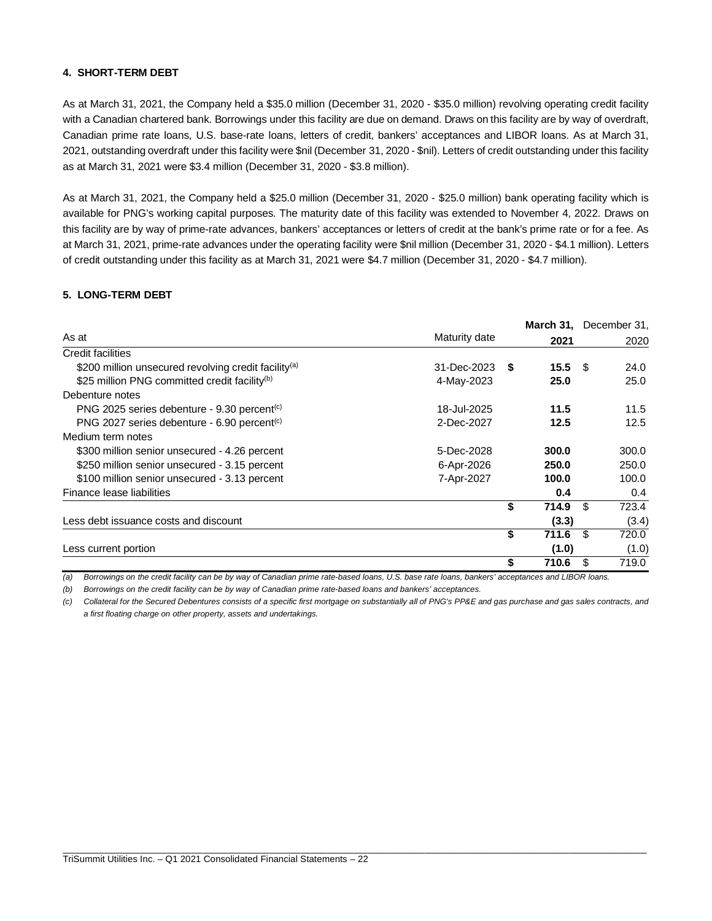#### 4. SHORT-TERM DEBT

As at March 31, 2021, the Company held a $35.0 million (December 31, 2020 - $35.0 million) revolving operating credit facility with a Canadian chartered bank. Borrowings under this facility are due on demand. Draws on this facility are by way of overdraft, Canadian prime rate loans, U.S. base-rate loans, letters of credit, bankers' acceptances and LIBOR loans. As at March 31, 2021, outstanding overdraft under this facility were $nil (December 31, 2020 - $nil). Letters of credit outstanding under this facility as at March 31, 2021 were $3.4 million (December 31, 2020 - $3.8 million).

As at March 31, 2021, the Company held a $25.0 million (December 31, 2020 - $25.0 million) bank operating facility which is available for PNG's working capital purposes. The maturity date of this facility was extended to November 4, 2022. Draws on this facility are by way of prime-rate advances, bankers' acceptances or letters of credit at the bank's prime rate or for a fee. As at March 31, 2021, prime-rate advances under the operating facility were $nil million (December 31, 2020 - $4.1 million). Letters of credit outstanding under this facility as at March 31, 2021 were $4.7 million (December 31, 2020 - $4.7 million).

#### 5. LONG-TERM DEBT

| As at | Maturity date | **March 31, 2021** | December 31, 2020 |
|---|---|---|---|
| Credit facilities | | | |
| $200 million unsecured revolving credit facility[(a)] | 31-Dec-2023 | **$ 15.5** | $ 24.0 |
| $25 million PNG committed credit facility[(b)] | 4-May-2023 | **25.0** | 25.0 |
| Debenture notes | | | |
| PNG 2025 series debenture - 9.30 percent[(c)] | 18-Jul-2025 | **11.5** | 11.5 |
| PNG 2027 series debenture - 6.90 percent[(c)] | 2-Dec-2027 | **12.5** | 12.5 |
| Medium term notes | | | |
| $300 million senior unsecured - 4.26 percent | 5-Dec-2028 | **300.0** | 300.0 |
| $250 million senior unsecured - 3.15 percent | 6-Apr-2026 | **250.0** | 250.0 |
| $100 million senior unsecured - 3.13 percent | 7-Apr-2027 | **100.0** | 100.0 |
| Finance lease liabilities | | **0.4** | 0.4 |
| | | **$ 714.9** | $ 723.4 |
| Less debt issuance costs and discount | | **(3.3)** | (3.4) |
| | | **$ 711.6** | $ 720.0 |
| Less current portion | | **(1.0)** | (1.0) |
| | | **$ 710.6** | $ 719.0 |

*(a) Borrowings on the credit facility can be by way of Canadian prime rate-based loans, U.S. base rate loans, bankers' acceptances and LIBOR loans.*

*(b) Borrowings on the credit facility can be by way of Canadian prime rate-based loans and bankers' acceptances.*

*(c) Collateral for the Secured Debentures consists of a specific first mortgage on substantially all of PNG's PP&E and gas purchase and gas sales contracts, and a first floating charge on other property, assets and undertakings.*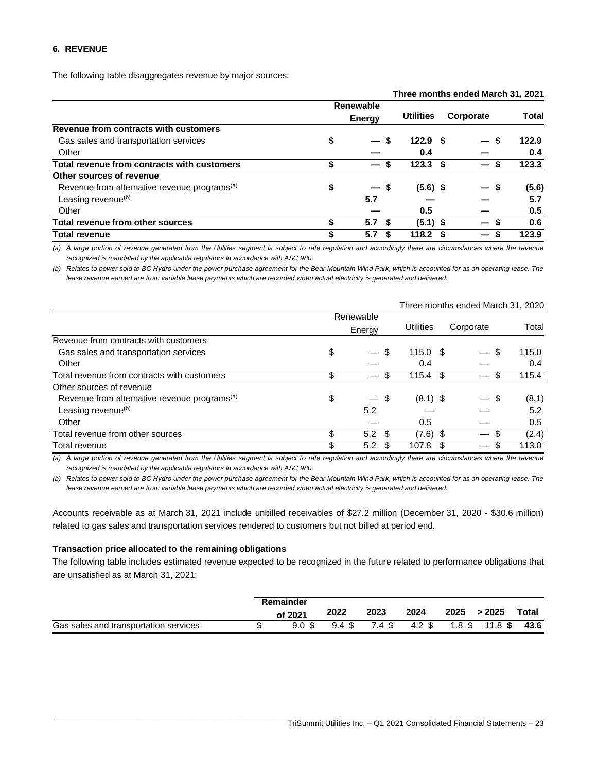### 6. REVENUE

The following table disaggregates revenue by major sources:

| | Three months ended March 31, 2021 | | | |
|---|---|---|---|---|
| | **Renewable Energy** | **Utilities** | **Corporate** | **Total** |
| **Revenue from contracts with customers** | | | | |
| Gas sales and transportation services | **$ —** | **$ 122.9** | **$ —** | **$ 122.9** |
| Other | **—** | **0.4** | **—** | **0.4** |
| **Total revenue from contracts with customers** | **$ —** | **$ 123.3** | **$ —** | **$ 123.3** |
| **Other sources of revenue** | | | | |
| Revenue from alternative revenue programs[(a)] | **$ —** | **$ (5.6)** | **$ —** | **$ (5.6)** |
| Leasing revenue[(b)] | **5.7** | **—** | **—** | **5.7** |
| Other | **—** | **0.5** | **—** | **0.5** |
| **Total revenue from other sources** | **$ 5.7** | **$ (5.1)** | **$ —** | **$ 0.6** |
| **Total revenue** | **$ 5.7** | **$ 118.2** | **$ —** | **$ 123.9** |

*(a) A large portion of revenue generated from the Utilities segment is subject to rate regulation and accordingly there are circumstances where the revenue recognized is mandated by the applicable regulators in accordance with ASC 980.*

*(b) Relates to power sold to BC Hydro under the power purchase agreement for the Bear Mountain Wind Park, which is accounted for as an operating lease. The lease revenue earned are from variable lease payments which are recorded when actual electricity is generated and delivered.*

| | Three months ended March 31, 2020 | | | |
|---|---|---|---|---|
| | Renewable Energy | Utilities | Corporate | Total |
| Revenue from contracts with customers | | | | |
| Gas sales and transportation services | $ — | $ 115.0 | $ — | $ 115.0 |
| Other | — | 0.4 | — | 0.4 |
| Total revenue from contracts with customers | $ — | $ 115.4 | $ — | $ 115.4 |
| Other sources of revenue | | | | |
| Revenue from alternative revenue programs[(a)] | $ — | $ (8.1) | $ — | $ (8.1) |
| Leasing revenue[(b)] | 5.2 | — | — | 5.2 |
| Other | — | 0.5 | — | 0.5 |
| Total revenue from other sources | $ 5.2 | $ (7.6) | $ — | $ (2.4) |
| Total revenue | $ 5.2 | $ 107.8 | $ — | $ 113.0 |

*(a) A large portion of revenue generated from the Utilities segment is subject to rate regulation and accordingly there are circumstances where the revenue recognized is mandated by the applicable regulators in accordance with ASC 980.*

*(b) Relates to power sold to BC Hydro under the power purchase agreement for the Bear Mountain Wind Park, which is accounted for as an operating lease. The lease revenue earned are from variable lease payments which are recorded when actual electricity is generated and delivered.*

Accounts receivable as at March 31, 2021 include unbilled receivables of $27.2 million (December 31, 2020 - $30.6 million) related to gas sales and transportation services rendered to customers but not billed at period end.

**Transaction price allocated to the remaining obligations**

The following table includes estimated revenue expected to be recognized in the future related to performance obligations that are unsatisfied as at March 31, 2021:

| | Remainder of 2021 | 2022 | 2023 | 2024 | 2025 | > 2025 | Total |
|---|---|---|---|---|---|---|---|
| Gas sales and transportation services | $ 9.0 | $ 9.4 | $ 7.4 | $ 4.2 | $ 1.8 | $ 11.8 | **$ 43.6** |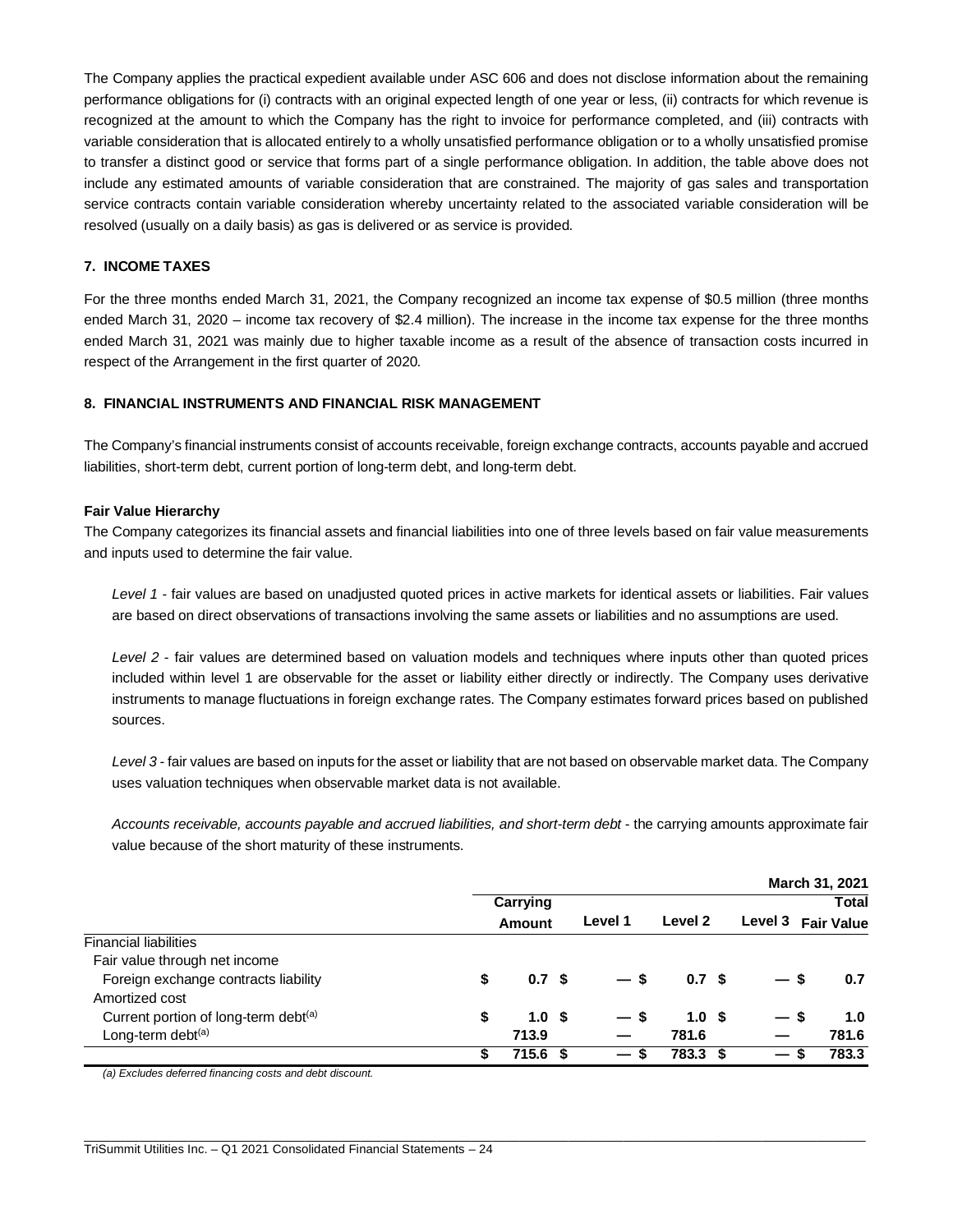The Company applies the practical expedient available under ASC 606 and does not disclose information about the remaining performance obligations for (i) contracts with an original expected length of one year or less, (ii) contracts for which revenue is recognized at the amount to which the Company has the right to invoice for performance completed, and (iii) contracts with variable consideration that is allocated entirely to a wholly unsatisfied performance obligation or to a wholly unsatisfied promise to transfer a distinct good or service that forms part of a single performance obligation. In addition, the table above does not include any estimated amounts of variable consideration that are constrained. The majority of gas sales and transportation service contracts contain variable consideration whereby uncertainty related to the associated variable consideration will be resolved (usually on a daily basis) as gas is delivered or as service is provided.

## 7. INCOME TAXES

For the three months ended March 31, 2021, the Company recognized an income tax expense of $0.5 million (three months ended March 31, 2020 – income tax recovery of $2.4 million). The increase in the income tax expense for the three months ended March 31, 2021 was mainly due to higher taxable income as a result of the absence of transaction costs incurred in respect of the Arrangement in the first quarter of 2020.

## 8. FINANCIAL INSTRUMENTS AND FINANCIAL RISK MANAGEMENT

The Company's financial instruments consist of accounts receivable, foreign exchange contracts, accounts payable and accrued liabilities, short-term debt, current portion of long-term debt, and long-term debt.

**Fair Value Hierarchy**

The Company categorizes its financial assets and financial liabilities into one of three levels based on fair value measurements and inputs used to determine the fair value.

*Level 1* - fair values are based on unadjusted quoted prices in active markets for identical assets or liabilities. Fair values are based on direct observations of transactions involving the same assets or liabilities and no assumptions are used.

*Level 2* - fair values are determined based on valuation models and techniques where inputs other than quoted prices included within level 1 are observable for the asset or liability either directly or indirectly. The Company uses derivative instruments to manage fluctuations in foreign exchange rates. The Company estimates forward prices based on published sources.

*Level 3* - fair values are based on inputs for the asset or liability that are not based on observable market data. The Company uses valuation techniques when observable market data is not available.

*Accounts receivable, accounts payable and accrued liabilities, and short-term debt* - the carrying amounts approximate fair value because of the short maturity of these instruments.

| | | | | | March 31, 2021 |
|---|---|---|---|---|---|
| | Carrying Amount | Level 1 | Level 2 | Level 3 | Total Fair Value |
| Financial liabilities | | | | | |
| Fair value through net income | | | | | |
| Foreign exchange contracts liability | $ 0.7 | $ — | $ 0.7 | $ — | $ 0.7 |
| Amortized cost | | | | | |
| Current portion of long-term debt[(a)] | $ 1.0 | $ — | $ 1.0 | $ — | $ 1.0 |
| Long-term debt[(a)] | 713.9 | — | 781.6 | — | 781.6 |
| | $ 715.6 | $ — | $ 783.3 | $ — | $ 783.3 |

*(a) Excludes deferred financing costs and debt discount.*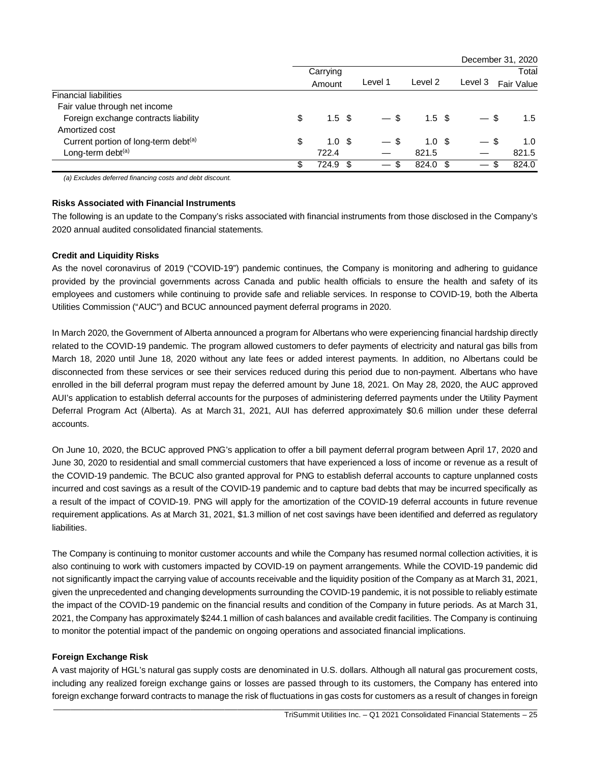| | December 31, 2020 | | | | |
|---|---|---|---|---|---|
| | Carrying Amount | Level 1 | Level 2 | Level 3 | Total Fair Value |
| Financial liabilities | | | | | |
| Fair value through net income | | | | | |
| Foreign exchange contracts liability | $ 1.5 | $ — | $ 1.5 | $ — | $ 1.5 |
| Amortized cost | | | | | |
| Current portion of long-term debt[(a)] | $ 1.0 | $ — | $ 1.0 | $ — | $ 1.0 |
| Long-term debt[(a)] | 722.4 | — | 821.5 | — | 821.5 |
| | $ 724.9 | $ — | $ 824.0 | $ — | $ 824.0 |

*(a) Excludes deferred financing costs and debt discount.*

**Risks Associated with Financial Instruments**

The following is an update to the Company's risks associated with financial instruments from those disclosed in the Company's 2020 annual audited consolidated financial statements.

**Credit and Liquidity Risks**

As the novel coronavirus of 2019 ("COVID-19") pandemic continues, the Company is monitoring and adhering to guidance provided by the provincial governments across Canada and public health officials to ensure the health and safety of its employees and customers while continuing to provide safe and reliable services. In response to COVID-19, both the Alberta Utilities Commission ("AUC") and BCUC announced payment deferral programs in 2020.

In March 2020, the Government of Alberta announced a program for Albertans who were experiencing financial hardship directly related to the COVID-19 pandemic. The program allowed customers to defer payments of electricity and natural gas bills from March 18, 2020 until June 18, 2020 without any late fees or added interest payments. In addition, no Albertans could be disconnected from these services or see their services reduced during this period due to non-payment. Albertans who have enrolled in the bill deferral program must repay the deferred amount by June 18, 2021. On May 28, 2020, the AUC approved AUI's application to establish deferral accounts for the purposes of administering deferred payments under the Utility Payment Deferral Program Act (Alberta). As at March 31, 2021, AUI has deferred approximately $0.6 million under these deferral accounts.

On June 10, 2020, the BCUC approved PNG's application to offer a bill payment deferral program between April 17, 2020 and June 30, 2020 to residential and small commercial customers that have experienced a loss of income or revenue as a result of the COVID-19 pandemic. The BCUC also granted approval for PNG to establish deferral accounts to capture unplanned costs incurred and cost savings as a result of the COVID-19 pandemic and to capture bad debts that may be incurred specifically as a result of the impact of COVID-19. PNG will apply for the amortization of the COVID-19 deferral accounts in future revenue requirement applications. As at March 31, 2021, $1.3 million of net cost savings have been identified and deferred as regulatory liabilities.

The Company is continuing to monitor customer accounts and while the Company has resumed normal collection activities, it is also continuing to work with customers impacted by COVID-19 on payment arrangements. While the COVID-19 pandemic did not significantly impact the carrying value of accounts receivable and the liquidity position of the Company as at March 31, 2021, given the unprecedented and changing developments surrounding the COVID-19 pandemic, it is not possible to reliably estimate the impact of the COVID-19 pandemic on the financial results and condition of the Company in future periods. As at March 31, 2021, the Company has approximately $244.1 million of cash balances and available credit facilities. The Company is continuing to monitor the potential impact of the pandemic on ongoing operations and associated financial implications.

**Foreign Exchange Risk**

A vast majority of HGL's natural gas supply costs are denominated in U.S. dollars. Although all natural gas procurement costs, including any realized foreign exchange gains or losses are passed through to its customers, the Company has entered into foreign exchange forward contracts to manage the risk of fluctuations in gas costs for customers as a result of changes in foreign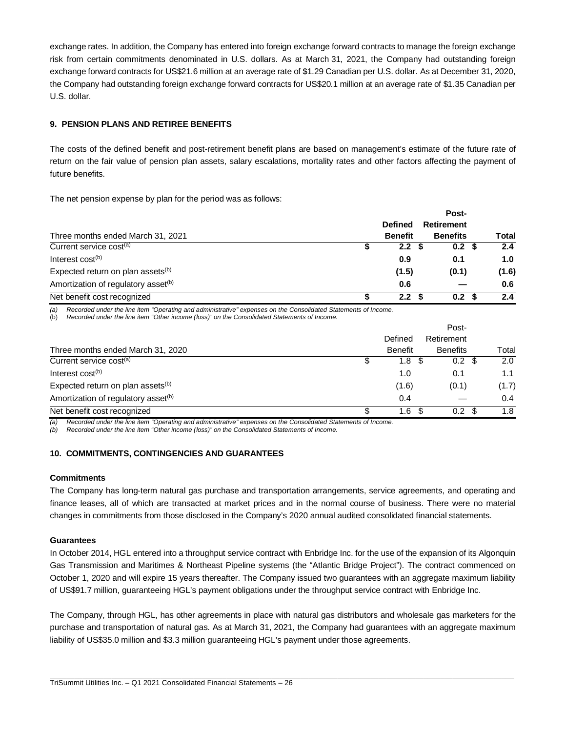exchange rates. In addition, the Company has entered into foreign exchange forward contracts to manage the foreign exchange risk from certain commitments denominated in U.S. dollars. As at March 31, 2021, the Company had outstanding foreign exchange forward contracts for US$21.6 million at an average rate of $1.29 Canadian per U.S. dollar. As at December 31, 2020, the Company had outstanding foreign exchange forward contracts for US$20.1 million at an average rate of $1.35 Canadian per U.S. dollar.

### 9. PENSION PLANS AND RETIREE BENEFITS

The costs of the defined benefit and post-retirement benefit plans are based on management's estimate of the future rate of return on the fair value of pension plan assets, salary escalations, mortality rates and other factors affecting the payment of future benefits.

The net pension expense by plan for the period was as follows:

| **Three months ended March 31, 2021** | **Defined Benefit** | **Post-Retirement Benefits** | **Total** |
|---|---|---|---|
| Current service cost[(a)] | **$ 2.2** | **$ 0.2** | **$ 2.4** |
| Interest cost[(b)] | **0.9** | **0.1** | **1.0** |
| Expected return on plan assets[(b)] | **(1.5)** | **(0.1)** | **(1.6)** |
| Amortization of regulatory asset[(b)] | **0.6** | **—** | **0.6** |
| Net benefit cost recognized | **$ 2.2** | **$ 0.2** | **$ 2.4** |

*(a) Recorded under the line item "Operating and administrative" expenses on the Consolidated Statements of Income.*
*(b) Recorded under the line item "Other income (loss)" on the Consolidated Statements of Income.*

| Three months ended March 31, 2020 | Defined Benefit | Post-Retirement Benefits | Total |
|---|---|---|---|
| Current service cost[(a)] | $ 1.8 | $ 0.2 | $ 2.0 |
| Interest cost[(b)] | 1.0 | 0.1 | 1.1 |
| Expected return on plan assets[(b)] | (1.6) | (0.1) | (1.7) |
| Amortization of regulatory asset[(b)] | 0.4 | — | 0.4 |
| Net benefit cost recognized | $ 1.6 | $ 0.2 | $ 1.8 |

*(a) Recorded under the line item "Operating and administrative" expenses on the Consolidated Statements of Income.*
*(b) Recorded under the line item "Other income (loss)" on the Consolidated Statements of Income.*

### 10. COMMITMENTS, CONTINGENCIES AND GUARANTEES

**Commitments**

The Company has long-term natural gas purchase and transportation arrangements, service agreements, and operating and finance leases, all of which are transacted at market prices and in the normal course of business. There were no material changes in commitments from those disclosed in the Company's 2020 annual audited consolidated financial statements.

**Guarantees**

In October 2014, HGL entered into a throughput service contract with Enbridge Inc. for the use of the expansion of its Algonquin Gas Transmission and Maritimes & Northeast Pipeline systems (the "Atlantic Bridge Project"). The contract commenced on October 1, 2020 and will expire 15 years thereafter. The Company issued two guarantees with an aggregate maximum liability of US$91.7 million, guaranteeing HGL's payment obligations under the throughput service contract with Enbridge Inc.

The Company, through HGL, has other agreements in place with natural gas distributors and wholesale gas marketers for the purchase and transportation of natural gas. As at March 31, 2021, the Company had guarantees with an aggregate maximum liability of US$35.0 million and $3.3 million guaranteeing HGL's payment under those agreements.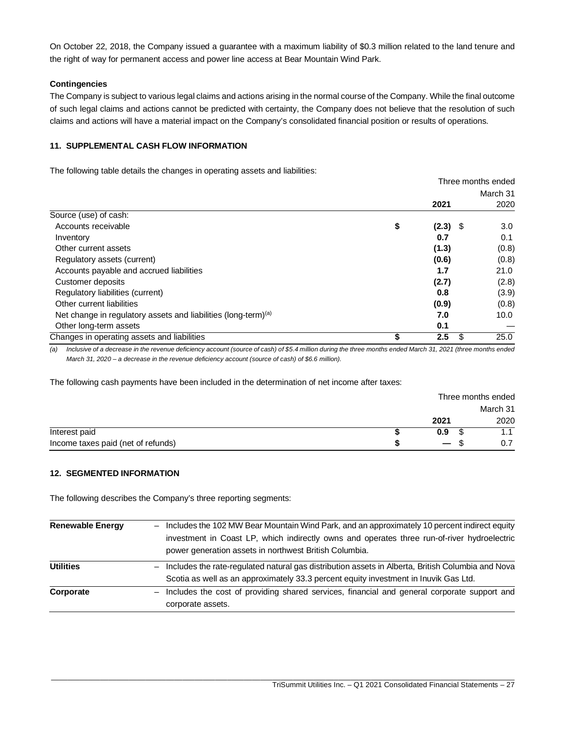On October 22, 2018, the Company issued a guarantee with a maximum liability of $0.3 million related to the land tenure and the right of way for permanent access and power line access at Bear Mountain Wind Park.

**Contingencies**

The Company is subject to various legal claims and actions arising in the normal course of the Company. While the final outcome of such legal claims and actions cannot be predicted with certainty, the Company does not believe that the resolution of such claims and actions will have a material impact on the Company's consolidated financial position or results of operations.

### 11. SUPPLEMENTAL CASH FLOW INFORMATION

The following table details the changes in operating assets and liabilities:

| | Three months ended March 31 | |
|---|---|---|
| | **2021** | 2020 |
| Source (use) of cash: | | |
| Accounts receivable | **$ (2.3)** | $ 3.0 |
| Inventory | **0.7** | 0.1 |
| Other current assets | **(1.3)** | (0.8) |
| Regulatory assets (current) | **(0.6)** | (0.8) |
| Accounts payable and accrued liabilities | **1.7** | 21.0 |
| Customer deposits | **(2.7)** | (2.8) |
| Regulatory liabilities (current) | **0.8** | (3.9) |
| Other current liabilities | **(0.9)** | (0.8) |
| Net change in regulatory assets and liabilities (long-term)[(a)] | **7.0** | 10.0 |
| Other long-term assets | **0.1** | — |
| Changes in operating assets and liabilities | **$ 2.5** | $ 25.0 |

*(a) Inclusive of a decrease in the revenue deficiency account (source of cash) of $5.4 million during the three months ended March 31, 2021 (three months ended March 31, 2020 – a decrease in the revenue deficiency account (source of cash) of $6.6 million).*

The following cash payments have been included in the determination of net income after taxes:

| | Three months ended March 31 | |
|---|---|---|
| | **2021** | 2020 |
| Interest paid | **$ 0.9** | $ 1.1 |
| Income taxes paid (net of refunds) | **$ —** | $ 0.7 |

### 12. SEGMENTED INFORMATION

The following describes the Company's three reporting segments:

| | |
|---|---|
| **Renewable Energy** | – Includes the 102 MW Bear Mountain Wind Park, and an approximately 10 percent indirect equity investment in Coast LP, which indirectly owns and operates three run-of-river hydroelectric power generation assets in northwest British Columbia. |
| **Utilities** | – Includes the rate-regulated natural gas distribution assets in Alberta, British Columbia and Nova Scotia as well as an approximately 33.3 percent equity investment in Inuvik Gas Ltd. |
| **Corporate** | – Includes the cost of providing shared services, financial and general corporate support and corporate assets. |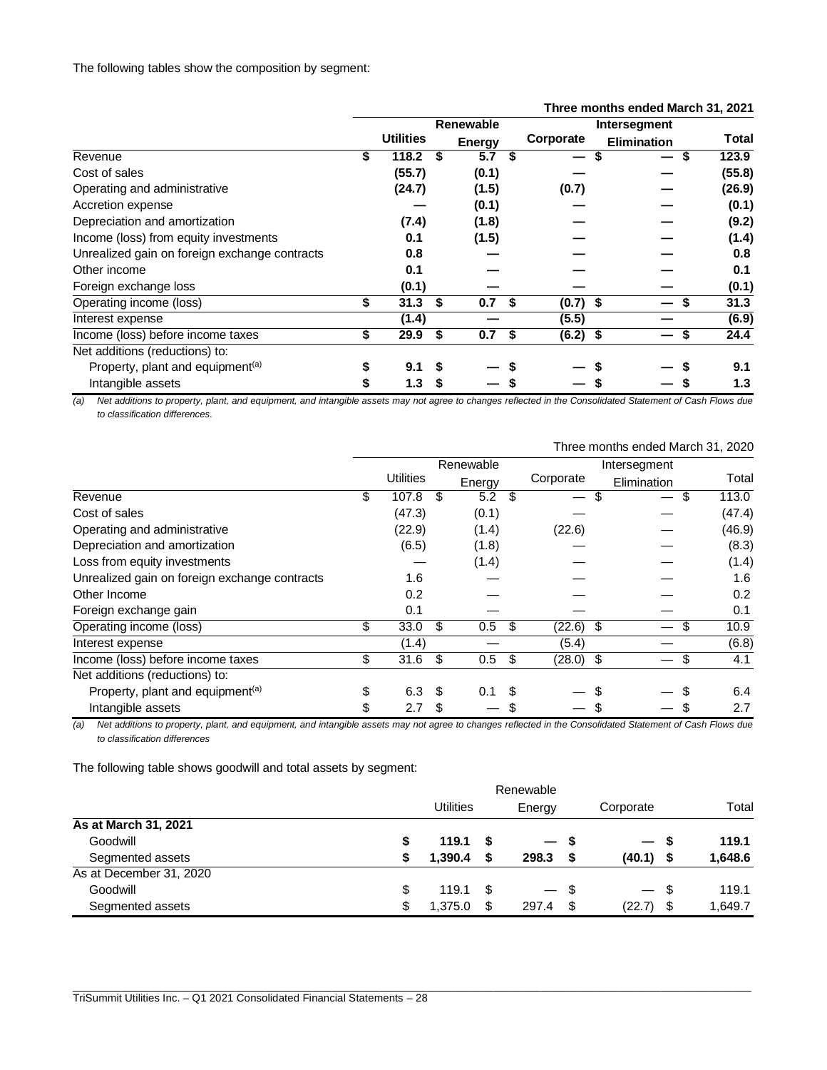The following tables show the composition by segment:

| | Three months ended March 31, 2021 | | | | |
|---|---|---|---|---|---|
| | **Utilities** | **Renewable Energy** | **Corporate** | **Intersegment Elimination** | **Total** |
| Revenue | **$ 118.2** | **$ 5.7** | **$ —** | **$ —** | **$ 123.9** |
| Cost of sales | **(55.7)** | **(0.1)** | **—** | **—** | **(55.8)** |
| Operating and administrative | **(24.7)** | **(1.5)** | **(0.7)** | **—** | **(26.9)** |
| Accretion expense | **—** | **(0.1)** | **—** | **—** | **(0.1)** |
| Depreciation and amortization | **(7.4)** | **(1.8)** | **—** | **—** | **(9.2)** |
| Income (loss) from equity investments | **0.1** | **(1.5)** | **—** | **—** | **(1.4)** |
| Unrealized gain on foreign exchange contracts | **0.8** | **—** | **—** | **—** | **0.8** |
| Other income | **0.1** | **—** | **—** | **—** | **0.1** |
| Foreign exchange loss | **(0.1)** | **—** | **—** | **—** | **(0.1)** |
| Operating income (loss) | **$ 31.3** | **$ 0.7** | **$ (0.7)** | **$ —** | **$ 31.3** |
| Interest expense | **(1.4)** | **—** | **(5.5)** | **—** | **(6.9)** |
| Income (loss) before income taxes | **$ 29.9** | **$ 0.7** | **$ (6.2)** | **$ —** | **$ 24.4** |
| Net additions (reductions) to: | | | | | |
| Property, plant and equipment[(a)] | **$ 9.1** | **$ —** | **$ —** | **$ —** | **$ 9.1** |
| Intangible assets | **$ 1.3** | **$ —** | **$ —** | **$ —** | **$ 1.3** |

*(a) Net additions to property, plant, and equipment, and intangible assets may not agree to changes reflected in the Consolidated Statement of Cash Flows due to classification differences.*

| | Three months ended March 31, 2020 | | | | |
|---|---|---|---|---|---|
| | Utilities | Renewable Energy | Corporate | Intersegment Elimination | Total |
| Revenue | $ 107.8 | $ 5.2 | $ — | $ — | $ 113.0 |
| Cost of sales | (47.3) | (0.1) | — | — | (47.4) |
| Operating and administrative | (22.9) | (1.4) | (22.6) | — | (46.9) |
| Depreciation and amortization | (6.5) | (1.8) | — | — | (8.3) |
| Loss from equity investments | — | (1.4) | — | — | (1.4) |
| Unrealized gain on foreign exchange contracts | 1.6 | — | — | — | 1.6 |
| Other Income | 0.2 | — | — | — | 0.2 |
| Foreign exchange gain | 0.1 | — | — | — | 0.1 |
| Operating income (loss) | $ 33.0 | $ 0.5 | $ (22.6) | $ — | $ 10.9 |
| Interest expense | (1.4) | — | (5.4) | — | (6.8) |
| Income (loss) before income taxes | $ 31.6 | $ 0.5 | $ (28.0) | $ — | $ 4.1 |
| Net additions (reductions) to: | | | | | |
| Property, plant and equipment[(a)] | $ 6.3 | $ 0.1 | $ — | $ — | $ 6.4 |
| Intangible assets | $ 2.7 | $ — | $ — | $ — | $ 2.7 |

*(a) Net additions to property, plant, and equipment, and intangible assets may not agree to changes reflected in the Consolidated Statement of Cash Flows due to classification differences*

The following table shows goodwill and total assets by segment:

| | Utilities | Renewable Energy | Corporate | Total |
|---|---|---|---|---|
| **As at March 31, 2021** | | | | |
| Goodwill | **$ 119.1** | **$ —** | **$ —** | **$ 119.1** |
| Segmented assets | **$ 1,390.4** | **$ 298.3** | **$ (40.1)** | **$ 1,648.6** |
| As at December 31, 2020 | | | | |
| Goodwill | $ 119.1 | $ — | $ — | $ 119.1 |
| Segmented assets | $ 1,375.0 | $ 297.4 | $ (22.7) | $ 1,649.7 |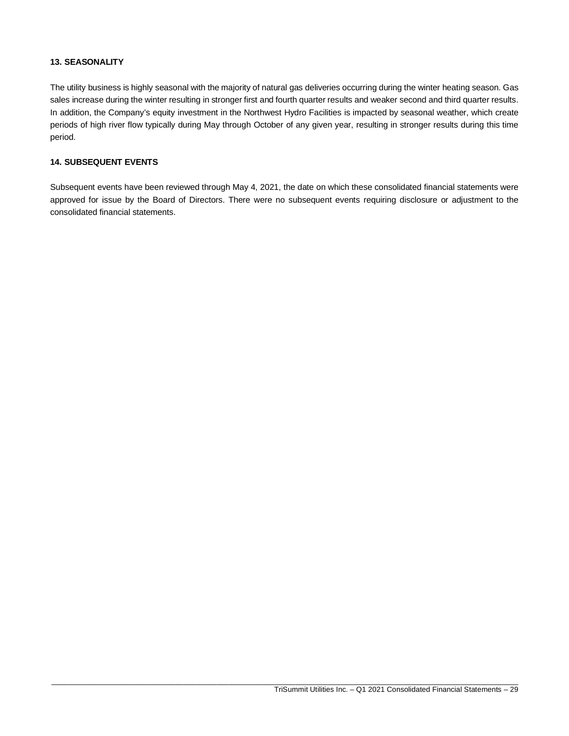### 13. SEASONALITY

The utility business is highly seasonal with the majority of natural gas deliveries occurring during the winter heating season. Gas sales increase during the winter resulting in stronger first and fourth quarter results and weaker second and third quarter results. In addition, the Company's equity investment in the Northwest Hydro Facilities is impacted by seasonal weather, which create periods of high river flow typically during May through October of any given year, resulting in stronger results during this time period.

### 14. SUBSEQUENT EVENTS

Subsequent events have been reviewed through May 4, 2021, the date on which these consolidated financial statements were approved for issue by the Board of Directors. There were no subsequent events requiring disclosure or adjustment to the consolidated financial statements.